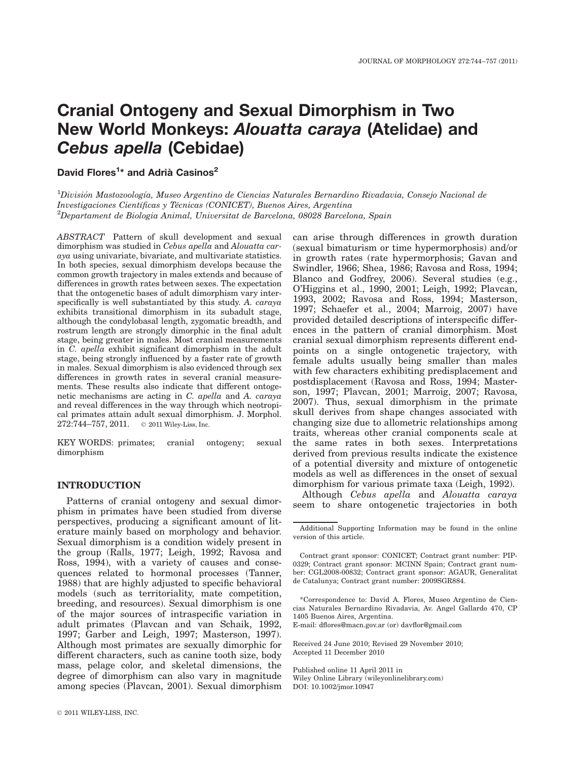# Cranial Ontogeny and Sexual Dimorphism in Two New World Monkeys: *Alouatta caraya* (Atelidae) and *Cebus apella* (Cebidae)

**David Flores[1]* and Adrià Casinos[2]**

[1]*División Mastozoología, Museo Argentino de Ciencias Naturales Bernardino Rivadavia, Consejo Nacional de Investigaciones Científicas y Técnicas (CONICET), Buenos Aires, Argentina*
[2]*Departament de Biologia Animal, Universitat de Barcelona, 08028 Barcelona, Spain*

*ABSTRACT* Pattern of skull development and sexual dimorphism was studied in *Cebus apella* and *Alouatta caraya* using univariate, bivariate, and multivariate statistics. In both species, sexual dimorphism develops because the common growth trajectory in males extends and because of differences in growth rates between sexes. The expectation that the ontogenetic bases of adult dimorphism vary interspecifically is well substantiated by this study. *A. caraya* exhibits transitional dimorphism in its subadult stage, although the condylobasal length, zygomatic breadth, and rostrum length are strongly dimorphic in the final adult stage, being greater in males. Most cranial measurements in *C. apella* exhibit significant dimorphism in the adult stage, being strongly influenced by a faster rate of growth in males. Sexual dimorphism is also evidenced through sex differences in growth rates in several cranial measurements. These results also indicate that different ontogenetic mechanisms are acting in *C. apella* and *A. caraya* and reveal differences in the way through which neotropical primates attain adult sexual dimorphism. J. Morphol. 272:744–757, 2011. © 2011 Wiley-Liss, Inc.

KEY WORDS: primates; cranial ontogeny; sexual dimorphism

## INTRODUCTION

Patterns of cranial ontogeny and sexual dimorphism in primates have been studied from diverse perspectives, producing a significant amount of literature mainly based on morphology and behavior. Sexual dimorphism is a condition widely present in the group (Ralls, 1977; Leigh, 1992; Ravosa and Ross, 1994), with a variety of causes and consequences related to hormonal processes (Tanner, 1988) that are highly adjusted to specific behavioral models (such as territoriality, mate competition, breeding, and resources). Sexual dimorphism is one of the major sources of intraspecific variation in adult primates (Plavcan and van Schaik, 1992, 1997; Garber and Leigh, 1997; Masterson, 1997). Although most primates are sexually dimorphic for different characters, such as canine tooth size, body mass, pelage color, and skeletal dimensions, the degree of dimorphism can also vary in magnitude among species (Plavcan, 2001). Sexual dimorphism can arise through differences in growth duration (sexual bimaturism or time hypermorphosis) and/or in growth rates (rate hypermorphosis; Gavan and Swindler, 1966; Shea, 1986; Ravosa and Ross, 1994; Blanco and Godfrey, 2006). Several studies (e.g., O'Higgins et al., 1990, 2001; Leigh, 1992; Plavcan, 1993, 2002; Ravosa and Ross, 1994; Masterson, 1997; Schaefer et al., 2004; Marroig, 2007) have provided detailed descriptions of interspecific differences in the pattern of cranial dimorphism. Most cranial sexual dimorphism represents different endpoints on a single ontogenetic trajectory, with female adults usually being smaller than males with few characters exhibiting predisplacement and postdisplacement (Ravosa and Ross, 1994; Masterson, 1997; Plavcan, 2001; Marroig, 2007; Ravosa, 2007). Thus, sexual dimorphism in the primate skull derives from shape changes associated with changing size due to allometric relationships among traits, whereas other cranial components scale at the same rates in both sexes. Interpretations derived from previous results indicate the existence of a potential diversity and mixture of ontogenetic models as well as differences in the onset of sexual dimorphism for various primate taxa (Leigh, 1992).

Although *Cebus apella* and *Alouatta caraya* seem to share ontogenetic trajectories in both

---

Additional Supporting Information may be found in the online version of this article.

Contract grant sponsor: CONICET; Contract grant number: PIP-0329; Contract grant sponsor: MCINN Spain; Contract grant number: CGL2008-00832; Contract grant sponsor: AGAUR, Generalitat de Catalunya; Contract grant number: 2009SGR884.

*Correspondence to: David A. Flores, Museo Argentino de Ciencias Naturales Bernardino Rivadavia, Av. Angel Gallardo 470, CP 1405 Buenos Aires, Argentina.
E-mail: dflores@macn.gov.ar (or) davflor@gmail.com

Received 24 June 2010; Revised 29 November 2010; Accepted 11 December 2010

Published online 11 April 2011 in Wiley Online Library (wileyonlinelibrary.com)
DOI: 10.1002/jmor.10947

© 2011 WILEY-LISS, INC.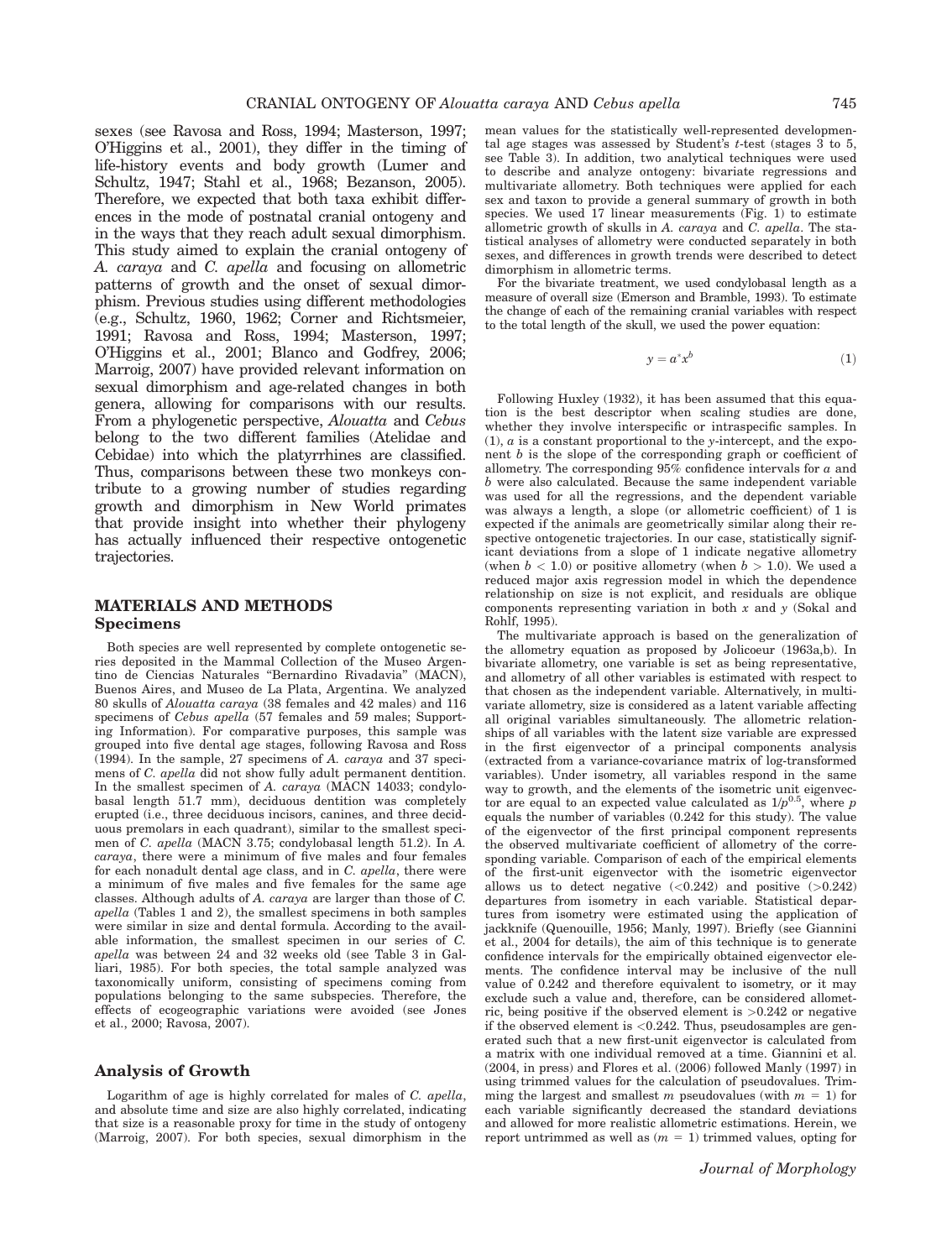sexes (see Ravosa and Ross, 1994; Masterson, 1997; O'Higgins et al., 2001), they differ in the timing of life-history events and body growth (Lumer and Schultz, 1947; Stahl et al., 1968; Bezanson, 2005). Therefore, we expected that both taxa exhibit differences in the mode of postnatal cranial ontogeny and in the ways that they reach adult sexual dimorphism. This study aimed to explain the cranial ontogeny of *A. caraya* and *C. apella* and focusing on allometric patterns of growth and the onset of sexual dimorphism. Previous studies using different methodologies (e.g., Schultz, 1960, 1962; Corner and Richtsmeier, 1991; Ravosa and Ross, 1994; Masterson, 1997; O'Higgins et al., 2001; Blanco and Godfrey, 2006; Marroig, 2007) have provided relevant information on sexual dimorphism and age-related changes in both genera, allowing for comparisons with our results. From a phylogenetic perspective, *Alouatta* and *Cebus* belong to the two different families (Atelidae and Cebidae) into which the platyrrhines are classified. Thus, comparisons between these two monkeys contribute to a growing number of studies regarding growth and dimorphism in New World primates that provide insight into whether their phylogeny has actually influenced their respective ontogenetic trajectories.

## MATERIALS AND METHODS

### Specimens

Both species are well represented by complete ontogenetic series deposited in the Mammal Collection of the Museo Argentino de Ciencias Naturales "Bernardino Rivadavia" (MACN), Buenos Aires, and Museo de La Plata, Argentina. We analyzed 80 skulls of *Alouatta caraya* (38 females and 42 males) and 116 specimens of *Cebus apella* (57 females and 59 males; Supporting Information). For comparative purposes, this sample was grouped into five dental age stages, following Ravosa and Ross (1994). In the sample, 27 specimens of *A. caraya* and 37 specimens of *C. apella* did not show fully adult permanent dentition. In the smallest specimen of *A. caraya* (MACN 14033; condylobasal length 51.7 mm), deciduous dentition was completely erupted (i.e., three deciduous incisors, canines, and three deciduous premolars in each quadrant), similar to the smallest specimen of *C. apella* (MACN 3.75; condylobasal length 51.2). In *A. caraya*, there were a minimum of five males and four females for each nonadult dental age class, and in *C. apella*, there were a minimum of five males and five females for the same age classes. Although adults of *A. caraya* are larger than those of *C. apella* (Tables 1 and 2), the smallest specimens in both samples were similar in size and dental formula. According to the available information, the smallest specimen in our series of *C. apella* was between 24 and 32 weeks old (see Table 3 in Galliari, 1985). For both species, the total sample analyzed was taxonomically uniform, consisting of specimens coming from populations belonging to the same subspecies. Therefore, the effects of ecogeographic variations were avoided (see Jones et al., 2000; Ravosa, 2007).

### Analysis of Growth

Logarithm of age is highly correlated for males of *C. apella*, and absolute time and size are also highly correlated, indicating that size is a reasonable proxy for time in the study of ontogeny (Marroig, 2007). For both species, sexual dimorphism in the mean values for the statistically well-represented developmental age stages was assessed by Student's *t*-test (stages 3 to 5, see Table 3). In addition, two analytical techniques were used to describe and analyze ontogeny: bivariate regressions and multivariate allometry. Both techniques were applied for each sex and taxon to provide a general summary of growth in both species. We used 17 linear measurements (Fig. 1) to estimate allometric growth of skulls in *A. caraya* and *C. apella*. The statistical analyses of allometry were conducted separately in both sexes, and differences in growth trends were described to detect dimorphism in allometric terms.

For the bivariate treatment, we used condylobasal length as a measure of overall size (Emerson and Bramble, 1993). To estimate the change of each of the remaining cranial variables with respect to the total length of the skull, we used the power equation:

$$y = a^{*}x^{b} \tag{1}$$

Following Huxley (1932), it has been assumed that this equation is the best descriptor when scaling studies are done, whether they involve interspecific or intraspecific samples. In (1), $a$ is a constant proportional to the $y$-intercept, and the exponent $b$ is the slope of the corresponding graph or coefficient of allometry. The corresponding 95% confidence intervals for $a$ and $b$ were also calculated. Because the same independent variable was used for all the regressions, and the dependent variable was always a length, a slope (or allometric coefficient) of 1 is expected if the animals are geometrically similar along their respective ontogenetic trajectories. In our case, statistically significant deviations from a slope of 1 indicate negative allometry (when $b < 1.0$) or positive allometry (when $b > 1.0$). We used a reduced major axis regression model in which the dependence relationship on size is not explicit, and residuals are oblique components representing variation in both $x$ and $y$ (Sokal and Rohlf, 1995).

The multivariate approach is based on the generalization of the allometry equation as proposed by Jolicoeur (1963a,b). In bivariate allometry, one variable is set as being representative, and allometry of all other variables is estimated with respect to that chosen as the independent variable. Alternatively, in multivariate allometry, size is considered as a latent variable affecting all original variables simultaneously. The allometric relationships of all variables with the latent size variable are expressed in the first eigenvector of a principal components analysis (extracted from a variance-covariance matrix of log-transformed variables). Under isometry, all variables respond in the same way to growth, and the elements of the isometric unit eigenvector are equal to an expected value calculated as $1/p^{0.5}$, where $p$ equals the number of variables (0.242 for this study). The value of the eigenvector of the first principal component represents the observed multivariate coefficient of allometry of the corresponding variable. Comparison of each of the empirical elements of the first-unit eigenvector with the isometric unit eigenvector allows us to detect negative (<0.242) and positive (>0.242) departures from isometry in each variable. Statistical departures from isometry were estimated using the application of jackknife (Quenouille, 1956; Manly, 1997). Briefly (see Giannini et al., 2004 for details), the aim of this technique is to generate confidence intervals for the empirically obtained eigenvector elements. The confidence interval may be inclusive of the null value of 0.242 and therefore equivalent to isometry, or it may exclude such a value and, therefore, can be considered allometric, being positive if the observed element is >0.242 or negative if the observed element is <0.242. Thus, pseudosamples are generated such that a new first-unit eigenvector is calculated from a matrix with one individual removed at a time. Giannini et al. (2004, in press) and Flores et al. (2006) followed Manly (1997) in using trimmed values for the calculation of pseudovalues. Trimming the largest and smallest $m$ pseudovalues (with $m = 1$) for each variable significantly decreased the standard deviations and allowed for more realistic allometric estimations. Herein, we report untrimmed as well as ($m = 1$) trimmed values, opting for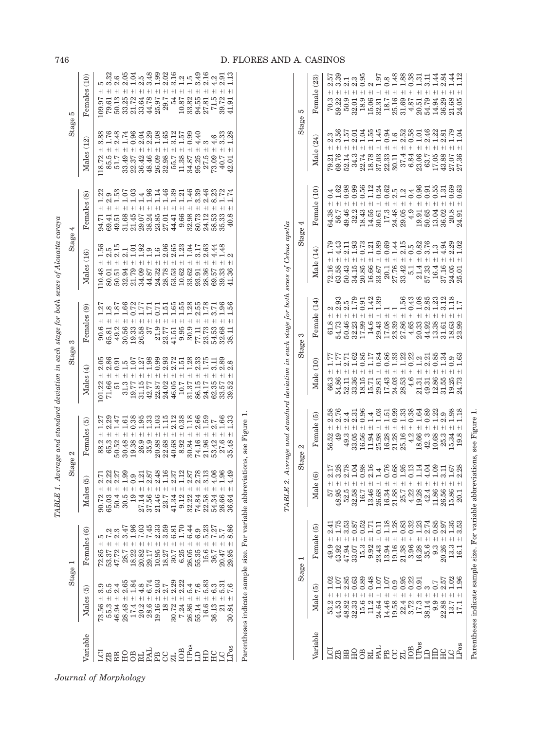TABLE 1. *Average and standard deviation in each stage for both sexes of Alouatta caraya*

| Variable | Stage 1 | | Stage 2 | | Stage 3 | | Stage 4 | | Stage 5 | |
|---|---|---|---|---|---|---|---|---|---|---|
| | Males (5) | Females (6) | Males (5) | Females (5) | Males (4) | Females (9) | Males (16) | Females (8) | Males (12) | Females (10) |
| LCI | 73.56 ± 3.9 | 72.85 ± 5 | 90.72 ± 2.71 | 88.2 ± 1.27 | 101.22 ± 2.05 | 90.6 ± 1.27 | 110.48 ± 1.56 | 94.71 ± 1.22 | 118.72 ± 3.88 | 109.97 ± 5 |
| ZB | 55.3 ± 5.5 | 53.37 ± 7.2 | 65.03 ± 2.22 | 65.3 ± 2.29 | 71.66 ± 2.86 | 65.81 ± 1.8 | 80.01 ± 2.5 | 69.41 ± 2.9 | 85.5 ± 1.76 | 79.61 ± 3.32 |
| BB | 46.94 ± 2.4 | 47.72 ± 2.3 | 50.4 ± 2.27 | 50.52 ± 1.47 | 51 ± 0.91 | 49.2 ± 1.87 | 50.51 ± 2.15 | 49.51 ± 1.53 | 51.7 ± 2.48 | 50.13 ± 2.6 |
| HO | 28.48 ± 2.65 | 28.7 ± 3.47 | 30.5 ± 1.99 | 30.48 ± 1.61 | 31.3 ± 1.5 | 30.56 ± 1.66 | 32.94 ± 2.1 | 31.68 ± 1.07 | 33.49 ± 1.74 | 33.25 ± 2.05 |
| OB | 17.4 ± 1.84 | 18.22 ± 1.96 | 19 ± 0.9 | 19.38 ± 0.38 | 19.77 ± 1.07 | 19.33 ± 0.72 | 21.79 ± 1.01 | 21.45 ± 1.03 | 22.37 ± 0.96 | 21.72 ± 1.04 |
| RL | 20.2 ± 4.8 | 20.82 ± 7.03 | 27.14 ± 1.21 | 26.9 ± 1.95 | 31.15 ± 1.27 | 26.58 ± 1.77 | 34.09 ± 1.92 | 29.07 ± 1.4 | 36.42 ± 2.04 | 33.64 ± 2.5 |
| PAL | 28.6 ± 6.74 | 29.17 ± 7.45 | 37.56 ± 2.87 | 35.9 ± 1.33 | 42.77 ± 1.98 | 37 ± 1.71 | 44.87 ± 1.9 | 38.24 ± 1.96 | 48.46 ± 2.29 | 44.78 ± 3.48 |
| PB | 19.16 ± 2.03 | 10.95 ± 2.33 | 21.46 ± 2.48 | 20.88 ± 1.03 | 22.87 ± 0.99 | 21.9 ± 0.71 | 24.32 ± 1.6 | 23.85 ± 1.14 | 26.09 ± 1.08 | 25.97 ± 1.99 |
| CC | 18 ± 2.7 | 18.27 ± 3.59 | 23.7 ± 1.16 | 22.68 ± 1.15 | 24.02 ± 2.93 | 23.77 ± 1.51 | 28.78 ± 2.06 | 27.01 ± 1.46 | 32.98 ± 1.65 | 29.7 ± 2.02 |
| ZL | 30.72 ± 2.29 | 30.7 ± 6.81 | 41.34 ± 2.37 | 40.68 ± 2.12 | 46.05 ± 2.72 | 41.51 ± 1.65 | 53.53 ± 2.65 | 44.41 ± 1.39 | 55.7 ± 3.12 | 54 ± 3.16 |
| IOB | 7.24 ± 2.22 | 6.25 ± 1.70 | 9.12 ± 1.12 | 8.92 ± 0.38 | 10.7 ± 1.51 | 9.95 ± 1.55 | 10.62 ± 1.23 | 9.66 ± 1.21 | 11.38 ± 1.57 | 10.87 ± 1.2 |
| UPos | 26.86 ± 5.4 | 26.05 ± 6.44 | 32.22 ± 2.87 | 30.84 ± 1.18 | 31.37 ± 1.28 | 30.9 ± 1.28 | 33.62 ± 1.04 | 32.98 ± 1.46 | 34.87 ± 0.99 | 33.82 ± 1.5 |
| LD | 55.14 ± 7.6 | 55.35 ± 6.9 | 74.84 ± 2.78 | 74.16 ± 2.66 | 86.15 ± 2.33 | 77.11 ± 2.55 | 93.91 ± 3.17 | 80.73 ± 3.39 | 95.25 ± 4.40 | 94.55 ± 3.49 |
| HD | 16.6 ± 5.83 | 15.6 ± 5.23 | 22.58 ± 3.13 | 21.96 ± 1.59 | 24.17 ± 1.75 | 23.73 ± 1.78 | 28.36 ± 2.63 | 24.12 ± 2.46 | 27.5 ± 3 | 27.81 ± 2.16 |
| HC | 36.13 ± 6.3 | 36.7 ± 7.27 | 54.34 ± 4.06 | 53.42 ± 2.7 | 62.35 ± 3.11 | 54.53 ± 3.71 | 69.57 ± 4.44 | 58.53 ± 8.23 | 73.09 ± 4.6 | 71.5 ± 4.2 |
| LC | 21 ± 5.31 | 20.47 ± 5.7 | 26.66 ± 1.96 | 27.6 ± 1.66 | 33.57 ± 2.89 | 32.68 ± 1.96 | 39.33 ± 1.48 | 35.33 ± 1.72 | 40.7 ± 3.33 | 39.72 ± 2.91 |
| LPos | 30.84 ± 7.6 | 29.95 ± 8.86 | 36.64 ± 4.49 | 35.48 ± 1.33 | 39.52 ± 2.8 | 38.11 ± 1.56 | 41.36 ± 2 | 40.8 ± 1.74 | 42.01 ± 1.28 | 41.91 ± 1.13 |

Parentheses indicate sample size. For variable abbreviations, see Figure 1.

TABLE 2. *Average and standard deviation in each stage for both sexes of Cebus apella*

| Variable | Stage 1 | | Stage 2 | | Stage 3 | | Stage 4 | | Stage 5 | |
|---|---|---|---|---|---|---|---|---|---|---|
| | Male (5) | Female (5) | Male (6) | Female (5) | Male (10) | Female (14) | Male (14) | Female (10) | Male (24) | Female (23) |
| LCI | 53.2 ± 1.02 | 49.9 ± 2.41 | 57 ± 2.17 | 56.52 ± 2.58 | 66.3 ± 1.77 | 61.8 ± 2 | 72.16 ± 1.79 | 64.38 ± 0.4 | 79.21 ± 2.3 | 70.3 ± 2.57 |
| ZB | 44.53 ± 1.07 | 43.92 ± 1.75 | 48.95 ± 3.28 | 49 ± 2.76 | 54.86 ± 1.77 | 54.73 ± 2.93 | 63.58 ± 4.43 | 56.7 ± 1.62 | 69.76 ± 3.56 | 59.22 ± 3.39 |
| BB | 48.82 ± 2.85 | 47.94 ± 3.53 | 52.5 ± 2.78 | 49.3 ± 2.4 | 52.11 ± 2.71 | 50.46 ± 2.5 | 50.43 ± 2.11 | 49.46 ± 0.98 | 52.14 ± 1.57 | 50.9 ± 2.1 |
| HO | 32.33 ± 0.63 | 33.07 ± 0.87 | 32.58 ± 1.04 | 33.05 ± 2.31 | 33.36 ± 1.62 | 32.23 ± 1.79 | 34.15 ± 1.93 | 32.2 ± 0.99 | 34.3 ± 2.01 | 32.01 ± 2.3 |
| OB | 15.6 ± 0.89 | 15.3 ± 0.52 | 16.7 ± 0.98 | 16.56 ± 0.96 | 18.15 ± 0.85 | 17.99 ± 0.91 | 20.85 ± 0.73 | 18.43 ± 0.56 | 22.74 ± 1.04 | 18.9 ± 0.95 |
| RL | 11.2 ± 0.48 | 9.92 ± 1.71 | 13.46 ± 2.16 | 11.94 ± 1.4 | 15.71 ± 1.17 | 14.6 ± 1.42 | 16.66 ± 1.21 | 14.55 ± 1.12 | 18.78 ± 1.55 | 15.06 ± 2 |
| PAL | 24.64 ± 1.07 | 23.43 ± 0.11 | 26.68 ± 1.4 | 25.98 ± 1.03 | 29.81 ± 0.84 | 29.43 ± 1.39 | 33.67 ± 0.89 | 30.61 ± 0.24 | 37.03 ± 1.45 | 32.31 ± 1.97 |
| PB | 14.46 ± 1.07 | 13.94 ± 1.18 | 16.34 ± 0.76 | 16.28 ± 1.51 | 17.43 ± 0.86 | 17.08 ± 1 | 20.1 ± 0.69 | 17.3 ± 0.62 | 22.33 ± 0.94 | 18.7 ± 0.8 |
| CC | 19.58 ± 0.9 | 19.16 ± 1.28 | 21.88 ± 0.68 | 21.28 ± 0.99 | 24.03 ± 1.33 | 23.39 ± 1 | 27.76 ± 1.44 | 24.48 ± 2.5 | 30.11 ± 1.6 | 25.16 ± 1.48 |
| ZL | 22.4 ± 0.95 | 21.38 ± 0.83 | 25.7 ± 1.95 | 25.16 ± 1.33 | 28.53 ± 1.22 | 27.86 ± 1.56 | 33.42 ± 2.15 | 29.05 ± 1.2 | 37.4 ± 2.52 | 31.69 ± 1.88 |
| IOB | 3.72 ± 0.22 | 3.96 ± 0.32 | 4.22 ± 0.13 | 4.2 ± 0.38 | 4.6 ± 0.22 | 4.65 ± 0.43 | 5.1 ± 0.5 | 4.9 ± 0.4 | 6.84 ± 0.58 | 4.87 ± 0.38 |
| UPos | 17.3 ± 0.91 | 16.28 ± 1.23 | 19.28 ± 1.14 | 18.66 ± 1.64 | 21.31 ± 1.2 | 20.33 ± 1.08 | 21.4 ± 0.82 | 19.91 ± 0.96 | 23.06 ± 1.01 | 20.51 ± 1.31 |
| LD | 38.14 ± 3 | 35.6 ± 2.74 | 42.4 ± 4.04 | 42. 3 ± 0.89 | 49.31 ± 2.21 | 44.92 ± 2.85 | 57.33 ± 3.76 | 50.65 ± 0.91 | 63.7 ± 2.46 | 54.79 ± 3.11 |
| HD | 9.9 ± 0.7 | 9.3 ± 0.85 | 11.86 ± 1.09 | 10.68 ± 1.22 | 12.86 ± 0.85 | 13.38 ± 1.23 | 16.4 ± 1.3 | 13.04 ± 0.55 | 17.05 ± 1.22 | 14.94 ± 1.44 |
| HC | 22.88 ± 2.57 | 20.26 ± 2.97 | 26.56 ± 3.11 | 25.3 ± 2.9 | 31.55 ± 1.34 | 31.61 ± 3.12 | 37.16 ± 4.94 | 36.02 ± 1.31 | 43.88 ± 2.81 | 36.29 ± 2.84 |
| LC | 13.7 ± 1.02 | 13.3 ± 1.35 | 15.86 ± 1.67 | 15.34 ± 1.98 | 19.25 ± 0.9 | 18.63 ± 1.18 | 24.05 ± 2.29 | 20.8 ± 0.69 | 27.07 ± 1.79 | 21.68 ± 1.44 |
| LPos | 17.1 ± 1.96 | 16.1 ± 3.53 | 20.1 ± 2.28 | 19.8 ± 1.18 | 24.73 ± 1.63 | 23.99 ± 1.7 | 25.01 ± 1.02 | 24.91 ± 0.63 | 27.36 ± 1.04 | 24.05 ± 1.12 |

Parentheses indicate sample size. For variable abbreviations, see Figure 1.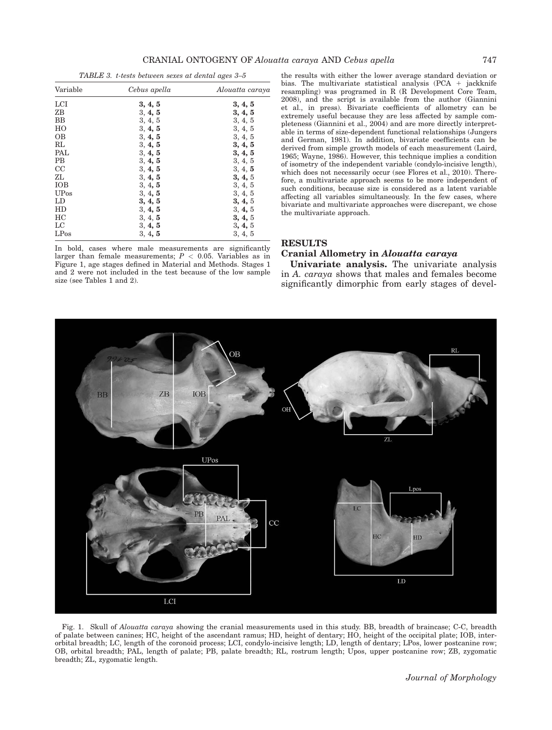*TABLE 3. t-tests between sexes at dental ages 3–5*

| Variable | *Cebus apella* | *Alouatta caraya* |
|---|---|---|
| LCI | **3, 4, 5** | **3, 4, 5** |
| ZB | 3, **4, 5** | **3, 4, 5** |
| BB | 3, 4, 5 | 3, 4, 5 |
| HO | 3, **4, 5** | 3, 4, 5 |
| OB | 3, **4, 5** | 3, 4, 5 |
| RL | 3, **4, 5** | **3, 4, 5** |
| PAL | 3, **4, 5** | **3, 4, 5** |
| PB | 3, **4, 5** | 3, 4, 5 |
| CC | 3, **4, 5** | 3, 4, **5** |
| ZL | 3, **4, 5** | **3, 4,** 5 |
| IOB | 3, **4, 5** | 3, 4, 5 |
| UPos | 3, **4, 5** | 3, 4, 5 |
| LD | **3, 4, 5** | **3, 4,** 5 |
| HD | 3, **4, 5** | 3, **4,** 5 |
| HC | 3, 4, **5** | **3, 4,** 5 |
| LC | 3, **4, 5** | **3, 4,** 5 |
| LPos | 3, **4, 5** | 3, 4, 5 |

In bold, cases where male measurements are significantly larger than female measurements; $P < 0.05$. Variables as in Figure 1, age stages defined in Material and Methods. Stages 1 and 2 were not included in the test because of the low sample size (see Tables 1 and 2).

the results with either the lower average standard deviation or bias. The multivariate statistical analysis (PCA + jackknife resampling) was programed in R (R Development Core Team, 2008), and the script is available from the author (Giannini et al., in press). Bivariate coefficients of allometry can be extremely useful because they are less affected by sample completeness (Giannini et al., 2004) and are more directly interpretable in terms of size-dependent functional relationships (Jungers and German, 1981). In addition, bivariate coefficients can be derived from simple growth models of each measurement (Laird, 1965; Wayne, 1986). However, this technique implies a condition of isometry of the independent variable (condylo-incisive length), which does not necessarily occur (see Flores et al., 2010). Therefore, a multivariate approach seems to be more independent of such conditions, because size is considered as a latent variable affecting all variables simultaneously. In the few cases, where bivariate and multivariate approaches were discrepant, we chose the multivariate approach.

## RESULTS

### Cranial Allometry in *Alouatta caraya*

**Univariate analysis.** The univariate analysis in *A. caraya* shows that males and females become significantly dimorphic from early stages of devel-

Fig. 1. Skull of *Alouatta caraya* showing the cranial measurements used in this study. BB, breadth of braincase; C-C, breadth of palate between canines; HC, height of the ascendant ramus; HD, height of dentary; HO, height of the occipital plate; IOB, interorbital breadth; LC, length of the coronoid process; LCI, condylo-incisive length; LD, length of dentary; LPos, lower postcanine row; OB, orbital breadth; PAL, length of palate; PB, palate breadth; RL, rostrum length; Upos, upper postcanine row; ZB, zygomatic breadth; ZL, zygomatic length.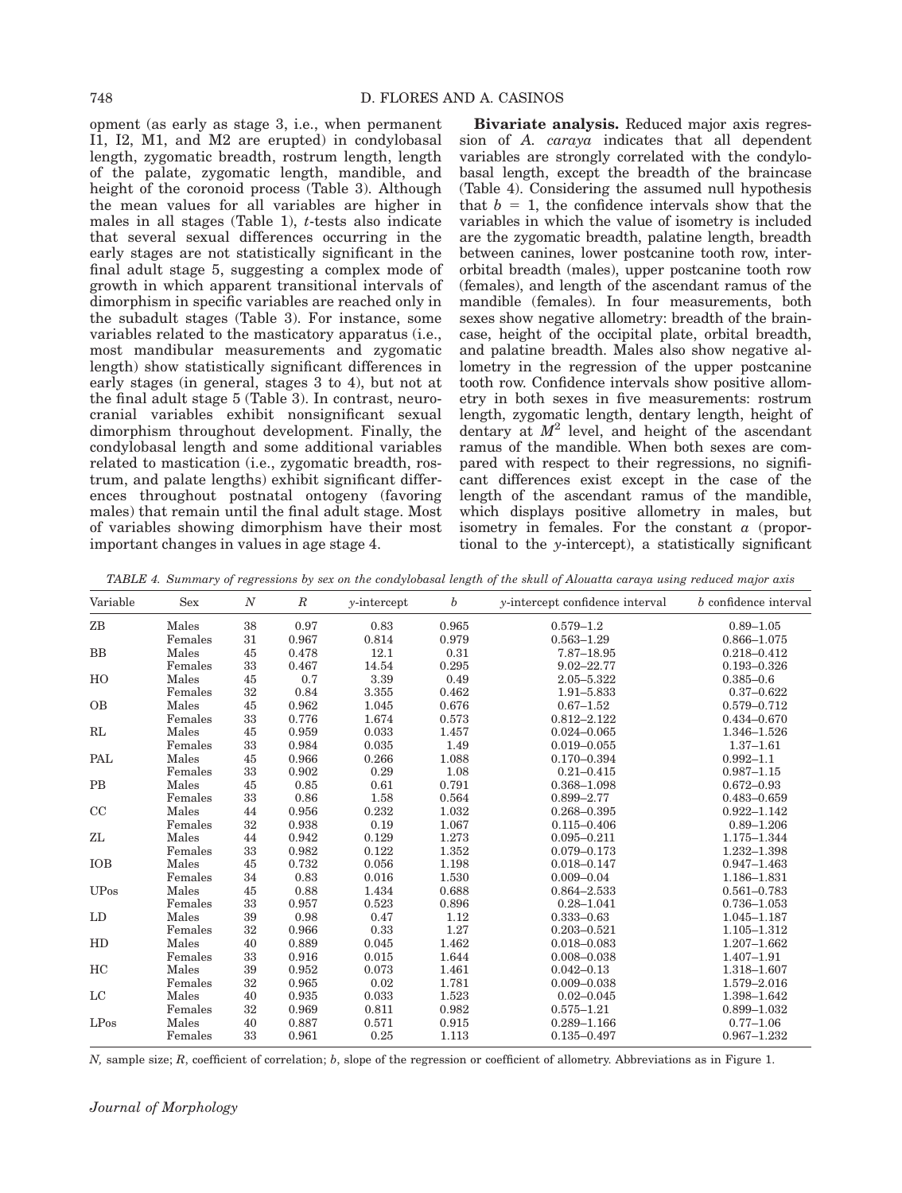opment (as early as stage 3, i.e., when permanent I1, I2, M1, and M2 are erupted) in condylobasal length, zygomatic breadth, rostrum length, length of the palate, zygomatic length, mandible, and height of the coronoid process (Table 3). Although the mean values for all variables are higher in males in all stages (Table 1), *t*-tests also indicate that several sexual differences occurring in the early stages are not statistically significant in the final adult stage 5, suggesting a complex mode of growth in which apparent transitional intervals of dimorphism in specific variables are reached only in the subadult stages (Table 3). For instance, some variables related to the masticatory apparatus (i.e., most mandibular measurements and zygomatic length) show statistically significant differences in early stages (in general, stages 3 to 4), but not at the final adult stage 5 (Table 3). In contrast, neurocranial variables exhibit nonsignificant sexual dimorphism throughout development. Finally, the condylobasal length and some additional variables related to mastication (i.e., zygomatic breadth, rostrum, and palate lengths) exhibit significant differences throughout postnatal ontogeny (favoring males) that remain until the final adult stage. Most of variables showing dimorphism have their most important changes in values in age stage 4.

**Bivariate analysis.** Reduced major axis regression of *A. caraya* indicates that all dependent variables are strongly correlated with the condylobasal length, except the breadth of the braincase (Table 4). Considering the assumed null hypothesis that $b = 1$, the confidence intervals show that the variables in which the value of isometry is included are the zygomatic breadth, palatine length, breadth between canines, lower postcanine tooth row, interorbital breadth (males), upper postcanine tooth row (females), and length of the ascendant ramus of the mandible (females). In four measurements, both sexes show negative allometry: breadth of the braincase, height of the occipital plate, orbital breadth, and palatine breadth. Males also show negative allometry in the regression of the upper postcanine tooth row. Confidence intervals show positive allometry in both sexes in five measurements: rostrum length, zygomatic length, dentary length, height of dentary at $M^2$ level, and height of the ascendant ramus of the mandible. When both sexes are compared with respect to their regressions, no significant differences exist except in the case of the length of the ascendant ramus of the mandible, which displays positive allometry in males, but isometry in females. For the constant $a$ (proportional to the *y*-intercept), a statistically significant

*TABLE 4. Summary of regressions by sex on the condylobasal length of the skull of Alouatta caraya using reduced major axis*

| Variable | Sex | $N$ | $R$ | $y$-intercept | $b$ | $y$-intercept confidence interval | $b$ confidence interval |
|---|---|---|---|---|---|---|---|
| ZB | Males | 38 | 0.97 | 0.83 | 0.965 | 0.579–1.2 | 0.89–1.05 |
| | Females | 31 | 0.967 | 0.814 | 0.979 | 0.563–1.29 | 0.866–1.075 |
| BB | Males | 45 | 0.478 | 12.1 | 0.31 | 7.87–18.95 | 0.218–0.412 |
| | Females | 33 | 0.467 | 14.54 | 0.295 | 9.02–22.77 | 0.193–0.326 |
| HO | Males | 45 | 0.7 | 3.39 | 0.49 | 2.05–5.322 | 0.385–0.6 |
| | Females | 32 | 0.84 | 3.355 | 0.462 | 1.91–5.833 | 0.37–0.622 |
| OB | Males | 45 | 0.962 | 1.045 | 0.676 | 0.67–1.52 | 0.579–0.712 |
| | Females | 33 | 0.776 | 1.674 | 0.573 | 0.812–2.122 | 0.434–0.670 |
| RL | Males | 45 | 0.959 | 0.033 | 1.457 | 0.024–0.065 | 1.346–1.526 |
| | Females | 33 | 0.984 | 0.035 | 1.49 | 0.019–0.055 | 1.37–1.61 |
| PAL | Males | 45 | 0.966 | 0.266 | 1.088 | 0.170–0.394 | 0.992–1.1 |
| | Females | 33 | 0.902 | 0.29 | 1.08 | 0.21–0.415 | 0.987–1.15 |
| PB | Males | 45 | 0.85 | 0.61 | 0.791 | 0.368–1.098 | 0.672–0.93 |
| | Females | 33 | 0.86 | 1.58 | 0.564 | 0.899–2.77 | 0.483–0.659 |
| CC | Males | 44 | 0.956 | 0.232 | 1.032 | 0.268–0.395 | 0.922–1.142 |
| | Females | 32 | 0.938 | 0.19 | 1.067 | 0.115–0.406 | 0.89–1.206 |
| ZL | Males | 44 | 0.942 | 0.129 | 1.273 | 0.095–0.211 | 1.175–1.344 |
| | Females | 33 | 0.982 | 0.122 | 1.352 | 0.079–0.173 | 1.232–1.398 |
| IOB | Males | 45 | 0.732 | 0.056 | 1.198 | 0.018–0.147 | 0.947–1.463 |
| | Females | 34 | 0.83 | 0.016 | 1.530 | 0.009–0.04 | 1.186–1.831 |
| UPos | Males | 45 | 0.88 | 1.434 | 0.688 | 0.864–2.533 | 0.561–0.783 |
| | Females | 33 | 0.957 | 0.523 | 0.896 | 0.28–1.041 | 0.736–1.053 |
| LD | Males | 39 | 0.98 | 0.47 | 1.12 | 0.333–0.63 | 1.045–1.187 |
| | Females | 32 | 0.966 | 0.33 | 1.27 | 0.203–0.521 | 1.105–1.312 |
| HD | Males | 40 | 0.889 | 0.045 | 1.462 | 0.018–0.083 | 1.207–1.662 |
| | Females | 33 | 0.916 | 0.015 | 1.644 | 0.008–0.038 | 1.407–1.91 |
| HC | Males | 39 | 0.952 | 0.073 | 1.461 | 0.042–0.13 | 1.318–1.607 |
| | Females | 32 | 0.965 | 0.02 | 1.781 | 0.009–0.038 | 1.579–2.016 |
| LC | Males | 40 | 0.935 | 0.033 | 1.523 | 0.02–0.045 | 1.398–1.642 |
| | Females | 32 | 0.969 | 0.811 | 0.982 | 0.575–1.21 | 0.899–1.032 |
| LPos | Males | 40 | 0.887 | 0.571 | 0.915 | 0.289–1.166 | 0.77–1.06 |
| | Females | 33 | 0.961 | 0.25 | 1.113 | 0.135–0.497 | 0.967–1.232 |

*N*, sample size; *R*, coefficient of correlation; *b*, slope of the regression or coefficient of allometry. Abbreviations as in Figure 1.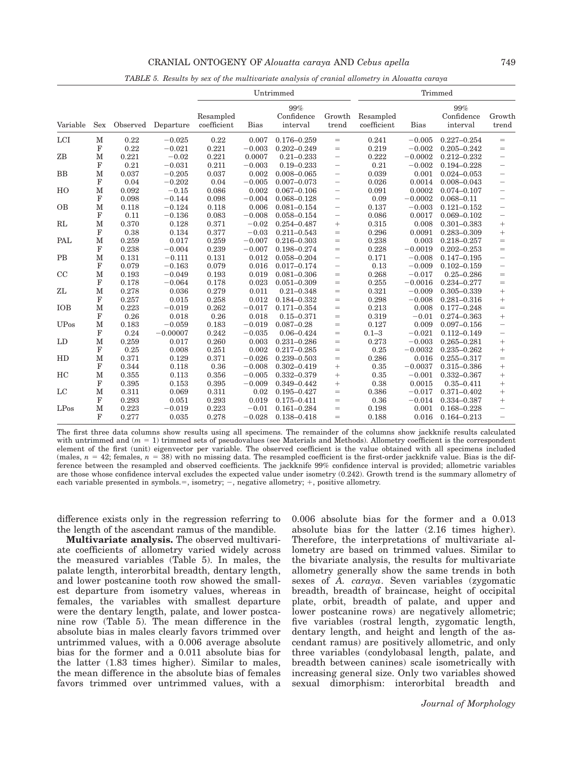*TABLE 5. Results by sex of the multivariate analysis of cranial allometry in Alouatta caraya*

| | | | | Untrimmed | | | | Trimmed | | | |
|---|---|---|---|---|---|---|---|---|---|---|---|
| Variable | Sex | Observed | Departure | Resampled coefficient | Bias | 99% Confidence interval | Growth trend | Resampled coefficient | Bias | 99% Confidence interval | Growth trend |
| LCI | M | 0.22 | −0.025 | 0.22 | 0.007 | 0.176–0.259 | = | 0.241 | −0.005 | 0.227–0.254 | = |
| | F | 0.22 | −0.021 | 0.221 | −0.003 | 0.202–0.249 | = | 0.219 | −0.002 | 0.205–0.242 | = |
| ZB | M | 0.221 | −0.02 | 0.221 | 0.0007 | 0.21–0.233 | − | 0.222 | −0.0002 | 0.212–0.232 | − |
| | F | 0.21 | −0.031 | 0.211 | −0.003 | 0.19–0.233 | − | 0.21 | −0.002 | 0.194–0.228 | − |
| BB | M | 0.037 | −0.205 | 0.037 | 0.002 | 0.008–0.065 | − | 0.039 | 0.001 | 0.024–0.053 | − |
| | F | 0.04 | −0.202 | 0.04 | −0.005 | 0.007–0.073 | − | 0.026 | 0.0014 | 0.008–0.043 | − |
| HO | M | 0.092 | −0.15 | 0.086 | 0.002 | 0.067–0.106 | − | 0.091 | 0.0002 | 0.074–0.107 | − |
| | F | 0.098 | −0.144 | 0.098 | −0.004 | 0.068–0.128 | − | 0.09 | −0.0002 | 0.068–0.11 | − |
| OB | M | 0.118 | −0.124 | 0.118 | 0.006 | 0.081–0.154 | − | 0.137 | −0.003 | 0.121–0.152 | − |
| | F | 0.11 | −0.136 | 0.083 | −0.008 | 0.058–0.154 | − | 0.086 | 0.0017 | 0.069–0.102 | − |
| RL | M | 0.370 | 0.128 | 0.371 | −0.02 | 0.254–0.487 | + | 0.315 | 0.008 | 0.301–0.383 | + |
| | F | 0.38 | 0.134 | 0.377 | −0.03 | 0.211–0.543 | = | 0.296 | 0.0091 | 0.283–0.309 | + |
| PAL | M | 0.259 | 0.017 | 0.259 | −0.007 | 0.216–0.303 | = | 0.238 | 0.003 | 0.218–0.257 | = |
| | F | 0.238 | −0.004 | 0.239 | −0.007 | 0.198–0.274 | = | 0.228 | −0.0019 | 0.202–0.253 | = |
| PB | M | 0.131 | −0.111 | 0.131 | 0.012 | 0.058–0.204 | − | 0.171 | −0.008 | 0.147–0.195 | − |
| | F | 0.079 | −0.163 | 0.079 | 0.016 | 0.017–0.174 | − | 0.13 | −0.009 | 0.102–0.159 | − |
| CC | M | 0.193 | −0.049 | 0.193 | 0.019 | 0.081–0.306 | = | 0.268 | −0.017 | 0.25–0.286 | = |
| | F | 0.178 | −0.064 | 0.178 | 0.023 | 0.051–0.309 | = | 0.255 | −0.0016 | 0.234–0.277 | = |
| ZL | M | 0.278 | 0.036 | 0.279 | 0.011 | 0.21–0.348 | = | 0.321 | −0.009 | 0.305–0.339 | + |
| | F | 0.257 | 0.015 | 0.258 | 0.012 | 0.184–0.332 | = | 0.298 | −0.008 | 0.281–0.316 | + |
| IOB | M | 0.223 | −0.019 | 0.262 | −0.017 | 0.171–0.354 | = | 0.213 | 0.008 | 0.177–0.248 | = |
| | F | 0.26 | 0.018 | 0.26 | 0.018 | 0.15–0.371 | = | 0.319 | −0.01 | 0.274–0.363 | + |
| UPos | M | 0.183 | −0.059 | 0.183 | −0.019 | 0.087–0.28 | = | 0.127 | 0.009 | 0.097–0.156 | − |
| | F | 0.24 | −0.00007 | 0.242 | −0.035 | 0.06–0.424 | = | 0.1–3 | −0.021 | 0.112–0.149 | − |
| LD | M | 0.259 | 0.017 | 0.260 | 0.003 | 0.231–0.286 | = | 0.273 | −0.003 | 0.265–0.281 | + |
| | F | 0.25 | 0.008 | 0.251 | 0.002 | 0.217–0.285 | = | 0.25 | −0.0032 | 0.235–0.262 | + |
| HD | M | 0.371 | 0.129 | 0.371 | −0.026 | 0.239–0.503 | = | 0.286 | 0.016 | 0.255–0.317 | = |
| | F | 0.344 | 0.118 | 0.36 | −0.008 | 0.302–0.419 | + | 0.35 | −0.0037 | 0.315–0.386 | + |
| HC | M | 0.355 | 0.113 | 0.356 | −0.005 | 0.332–0.379 | + | 0.35 | −0.001 | 0.332–0.367 | + |
| | F | 0.395 | 0.153 | 0.395 | −0.009 | 0.349–0.442 | + | 0.38 | 0.0015 | 0.35–0.411 | + |
| LC | M | 0.311 | 0.069 | 0.311 | 0.02 | 0.195–0.427 | = | 0.386 | −0.017 | 0.371–0.402 | + |
| | F | 0.293 | 0.051 | 0.293 | 0.019 | 0.175–0.411 | = | 0.36 | −0.014 | 0.334–0.387 | + |
| LPos | M | 0.223 | −0.019 | 0.223 | −0.01 | 0.161–0.284 | = | 0.198 | 0.001 | 0.168–0.228 | − |
| | F | 0.277 | 0.035 | 0.278 | −0.028 | 0.138–0.418 | = | 0.188 | 0.016 | 0.164–0.213 | − |

The first three data columns show results using all specimens. The remainder of the columns show jackknife results calculated with untrimmed and ($m$ = 1) trimmed sets of pseudovalues (see Materials and Methods). Allometry coefficient is the correspondent element of the first (unit) eigenvector per variable. The observed coefficient is the value obtained with all specimens included (males, $n$ = 42; females, $n$ = 38) with no missing data. The resampled coefficient is the first-order jackknife value. Bias is the difference between the resampled and observed coefficients. The jackknife 99% confidence interval is provided; allometric variables are those whose confidence interval excludes the expected value under isometry (0.242). Growth trend is the summary allometry of each variable presented in symbols.=, isometry; −, negative allometry; +, positive allometry.

difference exists only in the regression referring to the length of the ascendant ramus of the mandible.

**Multivariate analysis.** The observed multivariate coefficients of allometry varied widely across the measured variables (Table 5). In males, the palate length, interorbital breadth, dentary length, and lower postcanine tooth row showed the smallest departure from isometry values, whereas in females, the variables with smallest departure were the dentary length, palate, and lower postcanine row (Table 5). The mean difference in the absolute bias in males clearly favors trimmed over untrimmed values, with a 0.006 average absolute bias for the former and a 0.011 absolute bias for the latter (1.83 times higher). Similar to males, the mean difference in the absolute bias of females favors trimmed over untrimmed values, with a 0.006 absolute bias for the former and a 0.013 absolute bias for the latter (2.16 times higher). Therefore, the interpretations of multivariate allometry are based on trimmed values. Similar to the bivariate analysis, the results for multivariate allometry generally show the same trends in both sexes of *A. caraya*. Seven variables (zygomatic breadth, breadth of braincase, height of occipital plate, orbit, breadth of palate, and upper and lower postcanine rows) are negatively allometric; five variables (rostral length, zygomatic length, dentary length, and height and length of the ascendant ramus) are positively allometric, and only three variables (condylobasal length, palate, and breadth between canines) scale isometrically with increasing general size. Only two variables showed sexual dimorphism: interorbital breadth and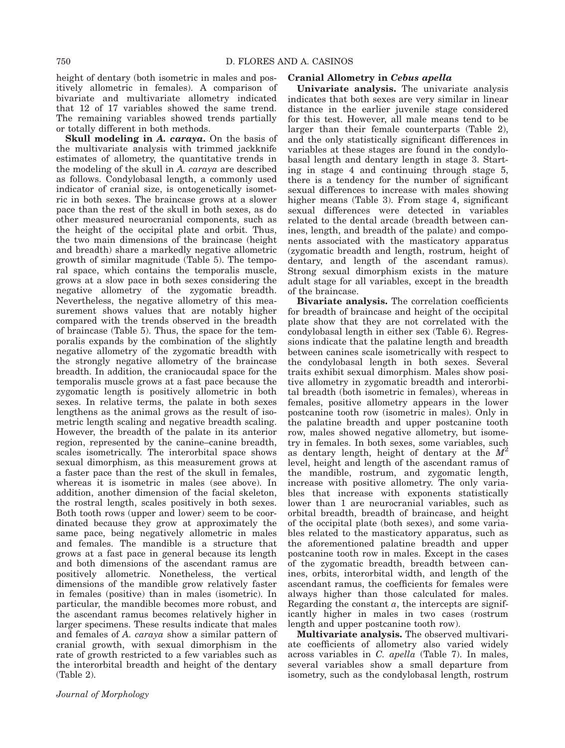height of dentary (both isometric in males and positively allometric in females). A comparison of bivariate and multivariate allometry indicated that 12 of 17 variables showed the same trend. The remaining variables showed trends partially or totally different in both methods.

**Skull modeling in *A. caraya*.** On the basis of the multivariate analysis with trimmed jackknife estimates of allometry, the quantitative trends in the modeling of the skull in *A. caraya* are described as follows. Condylobasal length, a commonly used indicator of cranial size, is ontogenetically isometric in both sexes. The braincase grows at a slower pace than the rest of the skull in both sexes, as do other measured neurocranial components, such as the height of the occipital plate and orbit. Thus, the two main dimensions of the braincase (height and breadth) share a markedly negative allometric growth of similar magnitude (Table 5). The temporal space, which contains the temporalis muscle, grows at a slow pace in both sexes considering the negative allometry of the zygomatic breadth. Nevertheless, the negative allometry of this measurement shows values that are notably higher compared with the trends observed in the breadth of braincase (Table 5). Thus, the space for the temporalis expands by the combination of the slightly negative allometry of the zygomatic breadth with the strongly negative allometry of the braincase breadth. In addition, the craniocaudal space for the temporalis muscle grows at a fast pace because the zygomatic length is positively allometric in both sexes. In relative terms, the palate in both sexes lengthens as the animal grows as the result of isometric length scaling and negative breadth scaling. However, the breadth of the palate in its anterior region, represented by the canine–canine breadth, scales isometrically. The interorbital space shows sexual dimorphism, as this measurement grows at a faster pace than the rest of the skull in females, whereas it is isometric in males (see above). In addition, another dimension of the facial skeleton, the rostral length, scales positively in both sexes. Both tooth rows (upper and lower) seem to be coordinated because they grow at approximately the same pace, being negatively allometric in males and females. The mandible is a structure that grows at a fast pace in general because its length and both dimensions of the ascendant ramus are positively allometric. Nonetheless, the vertical dimensions of the mandible grow relatively faster in females (positive) than in males (isometric). In particular, the mandible becomes more robust, and the ascendant ramus becomes relatively higher in larger specimens. These results indicate that males and females of *A. caraya* show a similar pattern of cranial growth, with sexual dimorphism in the rate of growth restricted to a few variables such as the interorbital breadth and height of the dentary (Table 2).

### Cranial Allometry in *Cebus apella*

**Univariate analysis.** The univariate analysis indicates that both sexes are very similar in linear distance in the earlier juvenile stage considered for this test. However, all male means tend to be larger than their female counterparts (Table 2), and the only statistically significant differences in variables at these stages are found in the condylobasal length and dentary length in stage 3. Starting in stage 4 and continuing through stage 5, there is a tendency for the number of significant sexual differences to increase with males showing higher means (Table 3). From stage 4, significant sexual differences were detected in variables related to the dental arcade (breadth between canines, length, and breadth of the palate) and components associated with the masticatory apparatus (zygomatic breadth and length, rostrum, height of dentary, and length of the ascendant ramus). Strong sexual dimorphism exists in the mature adult stage for all variables, except in the breadth of the braincase.

**Bivariate analysis.** The correlation coefficients for breadth of braincase and height of the occipital plate show that they are not correlated with the condylobasal length in either sex (Table 6). Regressions indicate that the palatine length and breadth between canines scale isometrically with respect to the condylobasal length in both sexes. Several traits exhibit sexual dimorphism. Males show positive allometry in zygomatic breadth and interorbital breadth (both isometric in females), whereas in females, positive allometry appears in the lower postcanine tooth row (isometric in males). Only in the palatine breadth and upper postcanine tooth row, males showed negative allometry, but isometry in females. In both sexes, some variables, such as dentary length, height of dentary at the $M^2$ level, height and length of the ascendant ramus of the mandible, rostrum, and zygomatic length, increase with positive allometry. The only variables that increase with exponents statistically lower than 1 are neurocranial variables, such as orbital breadth, breadth of braincase, and height of the occipital plate (both sexes), and some variables related to the masticatory apparatus, such as the aforementioned palatine breadth and upper postcanine tooth row in males. Except in the cases of the zygomatic breadth, breadth between canines, orbits, interorbital width, and length of the ascendant ramus, the coefficients for females were always higher than those calculated for males. Regarding the constant $a$, the intercepts are significantly higher in males in two cases (rostrum length and upper postcanine tooth row).

**Multivariate analysis.** The observed multivariate coefficients of allometry also varied widely across variables in *C. apella* (Table 7). In males, several variables show a small departure from isometry, such as the condylobasal length, rostrum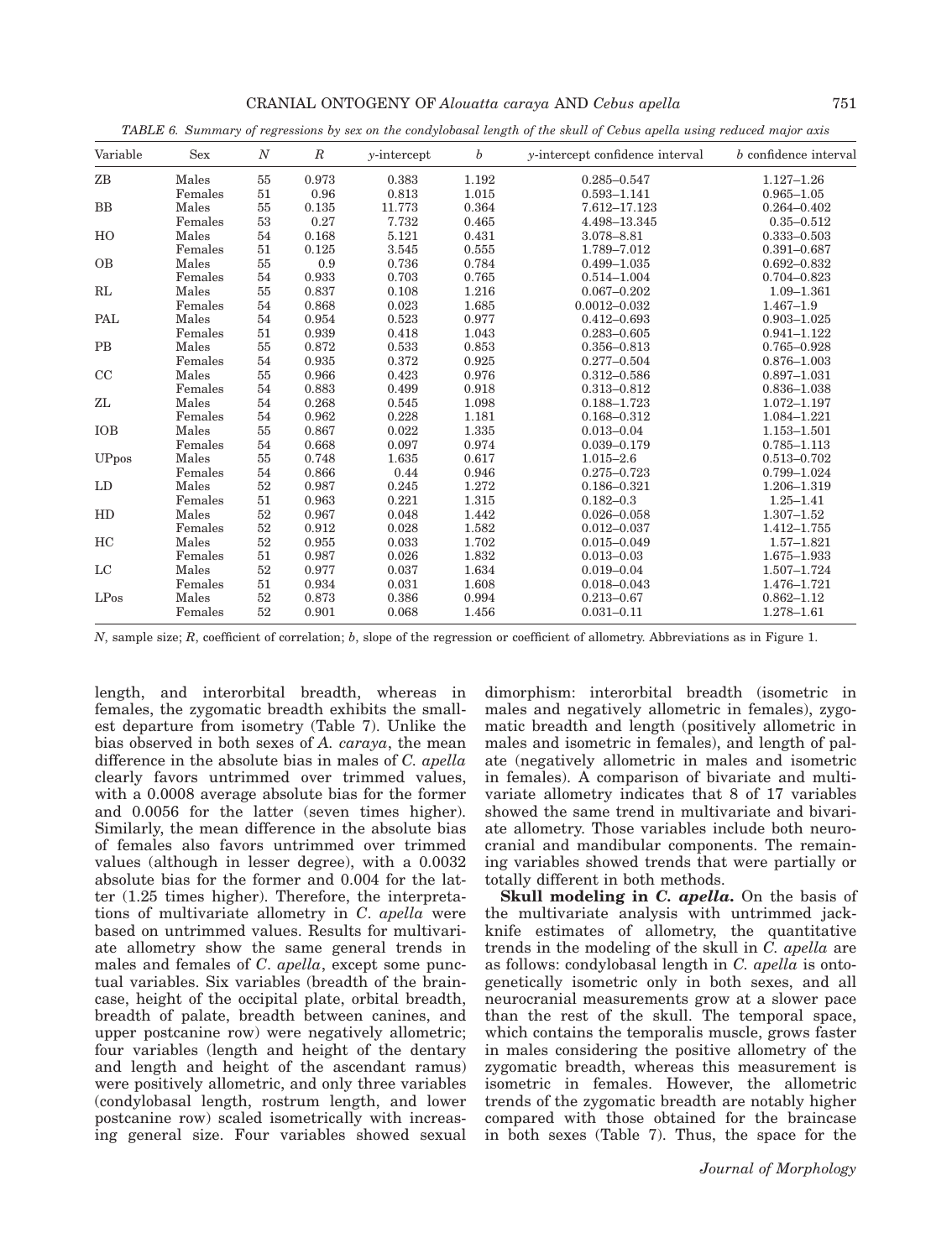TABLE 6. *Summary of regressions by sex on the condylobasal length of the skull of Cebus apella using reduced major axis*

| Variable | Sex | $N$ | $R$ | $y$-intercept | $b$ | $y$-intercept confidence interval | $b$ confidence interval |
|---|---|---|---|---|---|---|---|
| ZB | Males | 55 | 0.973 | 0.383 | 1.192 | 0.285–0.547 | 1.127–1.26 |
| | Females | 51 | 0.96 | 0.813 | 1.015 | 0.593–1.141 | 0.965–1.05 |
| BB | Males | 55 | 0.135 | 11.773 | 0.364 | 7.612–17.123 | 0.264–0.402 |
| | Females | 53 | 0.27 | 7.732 | 0.465 | 4.498–13.345 | 0.35–0.512 |
| HO | Males | 54 | 0.168 | 5.121 | 0.431 | 3.078–8.81 | 0.333–0.503 |
| | Females | 51 | 0.125 | 3.545 | 0.555 | 1.789–7.012 | 0.391–0.687 |
| OB | Males | 55 | 0.9 | 0.736 | 0.784 | 0.499–1.035 | 0.692–0.832 |
| | Females | 54 | 0.933 | 0.703 | 0.765 | 0.514–1.004 | 0.704–0.823 |
| RL | Males | 55 | 0.837 | 0.108 | 1.216 | 0.067–0.202 | 1.09–1.361 |
| | Females | 54 | 0.868 | 0.023 | 1.685 | 0.0012–0.032 | 1.467–1.9 |
| PAL | Males | 54 | 0.954 | 0.523 | 0.977 | 0.412–0.693 | 0.903–1.025 |
| | Females | 51 | 0.939 | 0.418 | 1.043 | 0.283–0.605 | 0.941–1.122 |
| PB | Males | 55 | 0.872 | 0.533 | 0.853 | 0.356–0.813 | 0.765–0.928 |
| | Females | 54 | 0.935 | 0.372 | 0.925 | 0.277–0.504 | 0.876–1.003 |
| CC | Males | 55 | 0.966 | 0.423 | 0.976 | 0.312–0.586 | 0.897–1.031 |
| | Females | 54 | 0.883 | 0.499 | 0.918 | 0.313–0.812 | 0.836–1.038 |
| ZL | Males | 54 | 0.268 | 0.545 | 1.098 | 0.188–1.723 | 1.072–1.197 |
| | Females | 54 | 0.962 | 0.228 | 1.181 | 0.168–0.312 | 1.084–1.221 |
| IOB | Males | 55 | 0.867 | 0.022 | 1.335 | 0.013–0.04 | 1.153–1.501 |
| | Females | 54 | 0.668 | 0.097 | 0.974 | 0.039–0.179 | 0.785–1.113 |
| UPpos | Males | 55 | 0.748 | 1.635 | 0.617 | 1.015–2.6 | 0.513–0.702 |
| | Females | 54 | 0.866 | 0.44 | 0.946 | 0.275–0.723 | 0.799–1.024 |
| LD | Males | 52 | 0.987 | 0.245 | 1.272 | 0.186–0.321 | 1.206–1.319 |
| | Females | 51 | 0.963 | 0.221 | 1.315 | 0.182–0.3 | 1.25–1.41 |
| HD | Males | 52 | 0.967 | 0.048 | 1.442 | 0.026–0.058 | 1.307–1.52 |
| | Females | 52 | 0.912 | 0.028 | 1.582 | 0.012–0.037 | 1.412–1.755 |
| HC | Males | 52 | 0.955 | 0.033 | 1.702 | 0.015–0.049 | 1.57–1.821 |
| | Females | 51 | 0.987 | 0.026 | 1.832 | 0.013–0.03 | 1.675–1.933 |
| LC | Males | 52 | 0.977 | 0.037 | 1.634 | 0.019–0.04 | 1.507–1.724 |
| | Females | 51 | 0.934 | 0.031 | 1.608 | 0.018–0.043 | 1.476–1.721 |
| LPos | Males | 52 | 0.873 | 0.386 | 0.994 | 0.213–0.67 | 0.862–1.12 |
| | Females | 52 | 0.901 | 0.068 | 1.456 | 0.031–0.11 | 1.278–1.61 |

$N$, sample size; $R$, coefficient of correlation; $b$, slope of the regression or coefficient of allometry. Abbreviations as in Figure 1.

length, and interorbital breadth, whereas in females, the zygomatic breadth exhibits the smallest departure from isometry (Table 7). Unlike the bias observed in both sexes of *A. caraya*, the mean difference in the absolute bias in males of *C. apella* clearly favors untrimmed over trimmed values, with a 0.0008 average absolute bias for the former and 0.0056 for the latter (seven times higher). Similarly, the mean difference in the absolute bias of females also favors untrimmed over trimmed values (although in lesser degree), with a 0.0032 absolute bias for the former and 0.004 for the latter (1.25 times higher). Therefore, the interpretations of multivariate allometry in *C. apella* were based on untrimmed values. Results for multivariate allometry show the same general trends in males and females of *C. apella*, except some punctual variables. Six variables (breadth of the braincase, height of the occipital plate, orbital breadth, breadth of palate, breadth between canines, and upper postcanine row) were negatively allometric; four variables (length and height of the dentary and length and height of the ascendant ramus) were positively allometric, and only three variables (condylobasal length, rostrum length, and lower postcanine row) scaled isometrically with increasing general size. Four variables showed sexual dimorphism: interorbital breadth (isometric in males and negatively allometric in females), zygomatic breadth and length (positively allometric in males and isometric in females), and length of palate (negatively allometric in males and isometric in females). A comparison of bivariate and multivariate allometry indicates that 8 of 17 variables showed the same trend in multivariate and bivariate allometry. Those variables include both neurocranial and mandibular components. The remaining variables showed trends that were partially or totally different in both methods.

**Skull modeling in *C. apella*.** On the basis of the multivariate analysis with untrimmed jackknife estimates of allometry, the quantitative trends in the modeling of the skull in *C. apella* are as follows: condylobasal length in *C. apella* is ontogenetically isometric only in both sexes, and all neurocranial measurements grow at a slower pace than the rest of the skull. The temporal space, which contains the temporalis muscle, grows faster in males considering the positive allometry of the zygomatic breadth, whereas this measurement is isometric in females. However, the allometric trends of the zygomatic breadth are notably higher compared with those obtained for the braincase in both sexes (Table 7). Thus, the space for the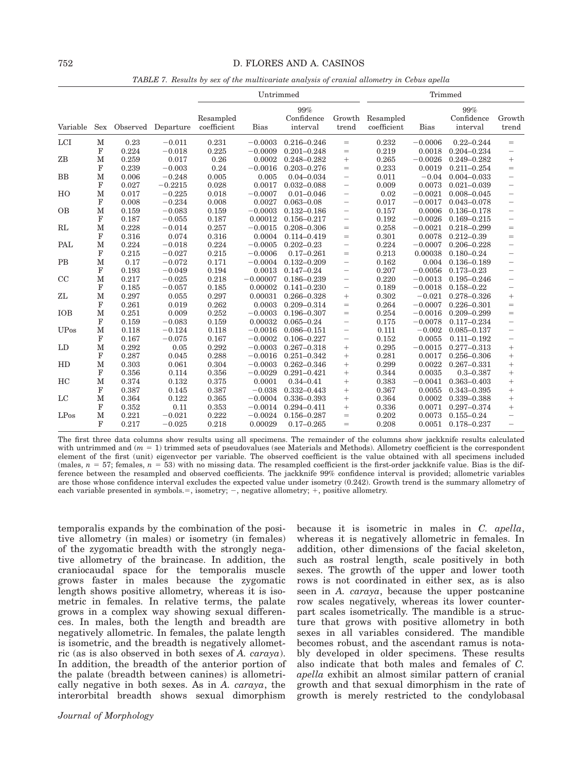*TABLE 7. Results by sex of the multivariate analysis of cranial allometry in Cebus apella*

| | | | | Untrimmed | | | | Trimmed | | | |
|---|---|---|---|---|---|---|---|---|---|---|---|
| Variable | Sex | Observed | Departure | Resampled coefficient | Bias | 99% Confidence interval | Growth trend | Resampled coefficient | Bias | 99% Confidence interval | Growth trend |
| LCI | M | 0.23 | −0.011 | 0.231 | −0.0003 | 0.216–0.246 | = | 0.232 | −0.0006 | 0.22–0.244 | = |
| | F | 0.224 | −0.018 | 0.225 | −0.0009 | 0.201–0.248 | = | 0.219 | 0.0018 | 0.204–0.234 | − |
| ZB | M | 0.259 | 0.017 | 0.26 | 0.0002 | 0.248–0.282 | + | 0.265 | −0.0026 | 0.249–0.282 | + |
| | F | 0.239 | −0.003 | 0.24 | −0.0016 | 0.203–0.276 | = | 0.233 | 0.0019 | 0.211–0.254 | = |
| BB | M | 0.006 | −0.248 | 0.005 | 0.005 | 0.04–0.034 | − | 0.011 | −0.04 | 0.004–0.033 | − |
| | F | 0.027 | −0.2215 | 0.028 | 0.0017 | 0.032–0.088 | − | 0.009 | 0.0073 | 0.021–0.039 | − |
| HO | M | 0.017 | −0.225 | 0.018 | −0.0007 | 0.01–0.046 | − | 0.02 | −0.0021 | 0.008–0.045 | − |
| | F | 0.008 | −0.234 | 0.008 | 0.0027 | 0.063–0.08 | − | 0.017 | −0.0017 | 0.043–0.078 | − |
| OB | M | 0.159 | −0.083 | 0.159 | −0.0003 | 0.132–0.186 | − | 0.157 | 0.0006 | 0.136–0.178 | − |
| | F | 0.187 | −0.055 | 0.187 | 0.00012 | 0.156–0.217 | − | 0.192 | −0.0026 | 0.169–0.215 | − |
| RL | M | 0.228 | −0.014 | 0.257 | −0.0015 | 0.208–0.306 | = | 0.258 | −0.0021 | 0.218–0.299 | = |
| | F | 0.316 | 0.074 | 0.316 | 0.0004 | 0.114–0.419 | = | 0.301 | 0.0078 | 0.212–0.39 | = |
| PAL | M | 0.224 | −0.018 | 0.224 | −0.0005 | 0.202–0.23 | − | 0.224 | −0.0007 | 0.206–0.228 | − |
| | F | 0.215 | −0.027 | 0.215 | −0.0006 | 0.17–0.261 | = | 0.213 | 0.00038 | 0.180–0.24 | − |
| PB | M | 0.17 | −0.072 | 0.171 | −0.0004 | 0.132–0.209 | − | 0.162 | 0.004 | 0.136–0.189 | − |
| | F | 0.193 | −0.049 | 0.194 | 0.0013 | 0.147–0.24 | − | 0.207 | −0.0056 | 0.173–0.23 | − |
| CC | M | 0.217 | −0.025 | 0.218 | −0.00007 | 0.186–0.239 | − | 0.220 | −0.0013 | 0.195–0.246 | − |
| | F | 0.185 | −0.057 | 0.185 | 0.00002 | 0.141–0.230 | − | 0.189 | −0.0018 | 0.158–0.22 | − |
| ZL | M | 0.297 | 0.055 | 0.297 | 0.00031 | 0.266–0.328 | + | 0.302 | −0.021 | 0.278–0.326 | + |
| | F | 0.261 | 0.019 | 0.262 | 0.0003 | 0.209–0.314 | = | 0.264 | −0.0007 | 0.226–0.301 | = |
| IOB | M | 0.251 | 0.009 | 0.252 | −0.0003 | 0.196–0.307 | = | 0.254 | −0.0016 | 0.209–0.299 | = |
| | F | 0.159 | −0.083 | 0.159 | 0.00032 | 0.065–0.24 | − | 0.175 | −0.0078 | 0.117–0.234 | − |
| UPos | M | 0.118 | −0.124 | 0.118 | −0.0016 | 0.086–0.151 | − | 0.111 | −0.002 | 0.085–0.137 | − |
| | F | 0.167 | −0.075 | 0.167 | −0.0002 | 0.106–0.227 | − | 0.152 | 0.0055 | 0.111–0.192 | − |
| LD | M | 0.292 | 0.05 | 0.292 | −0.0003 | 0.267–0.318 | + | 0.295 | −0.0015 | 0.277–0.313 | + |
| | F | 0.287 | 0.045 | 0.288 | −0.0016 | 0.251–0.342 | + | 0.281 | 0.0017 | 0.256–0.306 | + |
| HD | M | 0.303 | 0.061 | 0.304 | −0.0003 | 0.262–0.346 | + | 0.299 | 0.0022 | 0.267–0.331 | + |
| | F | 0.356 | 0.114 | 0.356 | −0.0029 | 0.291–0.421 | + | 0.344 | 0.0035 | 0.3–0.387 | + |
| HC | M | 0.374 | 0.132 | 0.375 | 0.0001 | 0.34–0.41 | + | 0.383 | −0.0041 | 0.363–0.403 | + |
| | F | 0.387 | 0.145 | 0.387 | −0.038 | 0.332–0.443 | + | 0.367 | 0.0055 | 0.343–0.395 | + |
| LC | M | 0.364 | 0.122 | 0.365 | −0.0004 | 0.336–0.393 | + | 0.364 | 0.0002 | 0.339–0.388 | + |
| | F | 0.352 | 0.11 | 0.353 | −0.0014 | 0.294–0.411 | + | 0.336 | 0.0071 | 0.297–0.374 | + |
| LPos | M | 0.221 | −0.021 | 0.222 | −0.0024 | 0.156–0.287 | = | 0.202 | 0.0073 | 0.155–0.24 | − |
| | F | 0.217 | −0.025 | 0.218 | 0.00029 | 0.17–0.265 | = | 0.208 | 0.0051 | 0.178–0.237 | − |

The first three data columns show results using all specimens. The remainder of the columns show jackknife results calculated with untrimmed and ($m$ = 1) trimmed sets of pseudovalues (see Materials and Methods). Allometry coefficient is the correspondent element of the first (unit) eigenvector per variable. The observed coefficient is the value obtained with all specimens included (males, $n$ = 57; females, $n$ = 53) with no missing data. The resampled coefficient is the first-order jackknife value. Bias is the difference between the resampled and observed coefficients. The jackknife 99% confidence interval is provided; allometric variables are those whose confidence interval excludes the expected value under isometry (0.242). Growth trend is the summary allometry of each variable presented in symbols.=, isometry; −, negative allometry; +, positive allometry.

temporalis expands by the combination of the positive allometry (in males) or isometry (in females) of the zygomatic breadth with the strongly negative allometry of the braincase. In addition, the craniocaudal space for the temporalis muscle grows faster in males because the zygomatic length shows positive allometry, whereas it is isometric in females. In relative terms, the palate grows in a complex way showing sexual differences. In males, both the length and breadth are negatively allometric. In females, the palate length is isometric, and the breadth is negatively allometric (as is also observed in both sexes of *A. caraya*). In addition, the breadth of the anterior portion of the palate (breadth between canines) is allometrically negative in both sexes. As in *A. caraya*, the interorbital breadth shows sexual dimorphism because it is isometric in males in *C. apella*, whereas it is negatively allometric in females. In addition, other dimensions of the facial skeleton, such as rostral length, scale positively in both sexes. The growth of the upper and lower tooth rows is not coordinated in either sex, as is also seen in *A. caraya*, because the upper postcanine row scales negatively, whereas its lower counterpart scales isometrically. The mandible is a structure that grows with positive allometry in both sexes in all variables considered. The mandible becomes robust, and the ascendant ramus is notably developed in older specimens. These results also indicate that both males and females of *C. apella* exhibit an almost similar pattern of cranial growth and that sexual dimorphism in the rate of growth is merely restricted to the condylobasal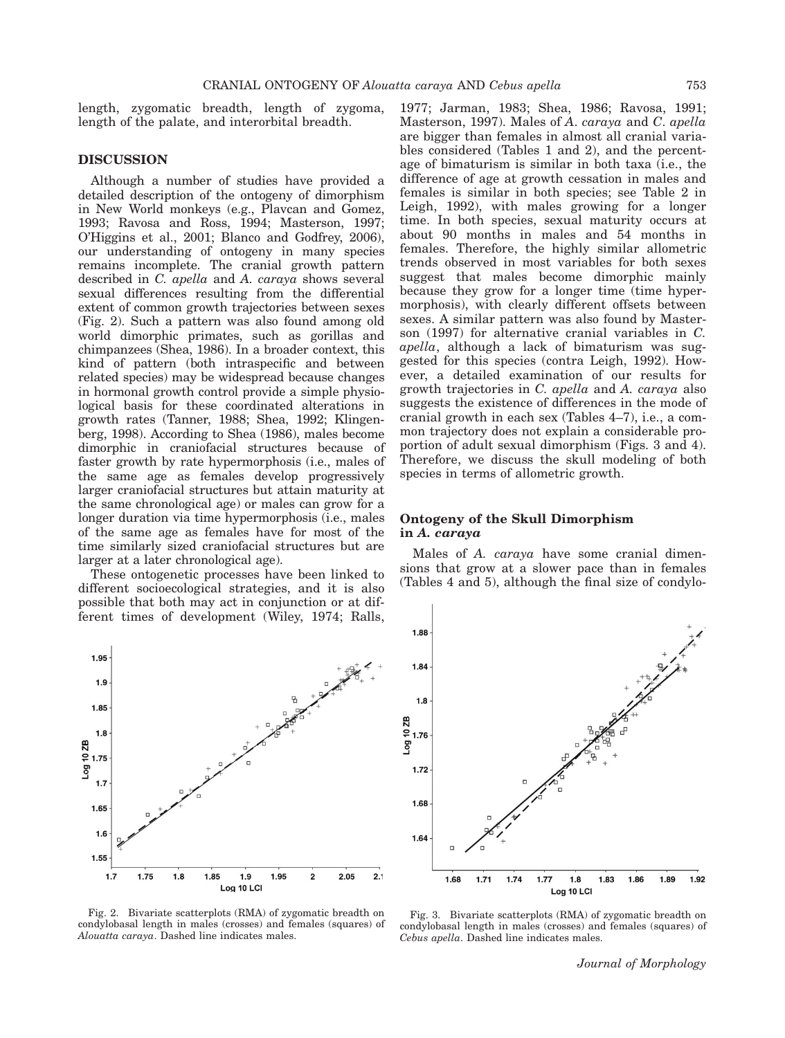length, zygomatic breadth, length of zygoma, length of the palate, and interorbital breadth.

## DISCUSSION

Although a number of studies have provided a detailed description of the ontogeny of dimorphism in New World monkeys (e.g., Plavcan and Gomez, 1993; Ravosa and Ross, 1994; Masterson, 1997; O'Higgins et al., 2001; Blanco and Godfrey, 2006), our understanding of ontogeny in many species remains incomplete. The cranial growth pattern described in *C. apella* and *A. caraya* shows several sexual differences resulting from the differential extent of common growth trajectories between sexes (Fig. 2). Such a pattern was also found among old world dimorphic primates, such as gorillas and chimpanzees (Shea, 1986). In a broader context, this kind of pattern (both intraspecific and between related species) may be widespread because changes in hormonal growth control provide a simple physiological basis for these coordinated alterations in growth rates (Tanner, 1988; Shea, 1992; Klingenberg, 1998). According to Shea (1986), males become dimorphic in craniofacial structures because of faster growth by rate hypermorphosis (i.e., males of the same age as females develop progressively larger craniofacial structures but attain maturity at the same chronological age) or males can grow for a longer duration via time hypermorphosis (i.e., males of the same age as females have for most of the time similarly sized craniofacial structures but are larger at a later chronological age).

These ontogenetic processes have been linked to different socioecological strategies, and it is also possible that both may act in conjunction or at different times of development (Wiley, 1974; Ralls, 1977; Jarman, 1983; Shea, 1986; Ravosa, 1991; Masterson, 1997). Males of *A. caraya* and *C. apella* are bigger than females in almost all cranial variables considered (Tables 1 and 2), and the percentage of bimaturism is similar in both taxa (i.e., the difference of age at growth cessation in males and females is similar in both species; see Table 2 in Leigh, 1992), with males growing for a longer time. In both species, sexual maturity occurs at about 90 months in males and 54 months in females. Therefore, the highly similar allometric trends observed in most variables for both sexes suggest that males become dimorphic mainly because they grow for a longer time (time hypermorphosis), with clearly different offsets between sexes. A similar pattern was also found by Masterson (1997) for alternative cranial variables in *C. apella*, although a lack of bimaturism was suggested for this species (contra Leigh, 1992). However, a detailed examination of our results for growth trajectories in *C. apella* and *A. caraya* also suggests the existence of differences in the mode of cranial growth in each sex (Tables 4–7), i.e., a common trajectory does not explain a considerable proportion of adult sexual dimorphism (Figs. 3 and 4). Therefore, we discuss the skull modeling of both species in terms of allometric growth.

### Ontogeny of the Skull Dimorphism in *A. caraya*

Males of *A. caraya* have some cranial dimensions that grow at a slower pace than in females (Tables 4 and 5), although the final size of condylo-

Fig. 2. Bivariate scatterplots (RMA) of zygomatic breadth on condylobasal length in males (crosses) and females (squares) of *Alouatta caraya*. Dashed line indicates males.

Fig. 3. Bivariate scatterplots (RMA) of zygomatic breadth on condylobasal length in males (crosses) and females (squares) of *Cebus apella*. Dashed line indicates males.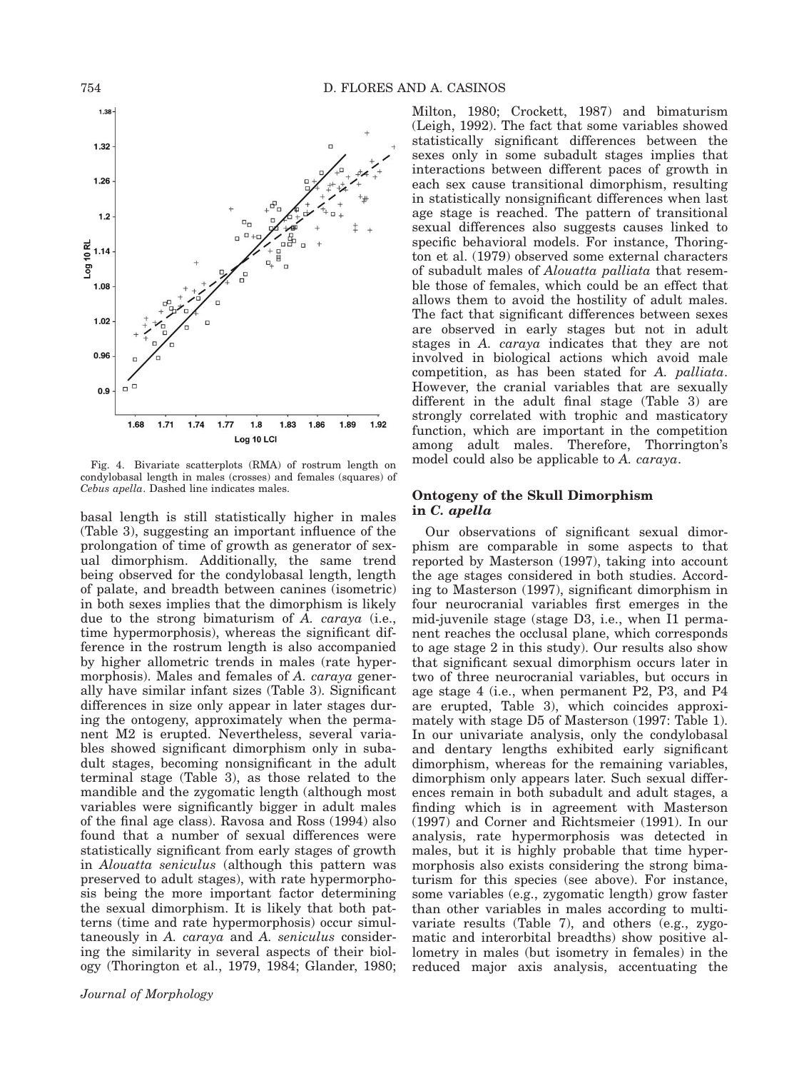Fig. 4. Bivariate scatterplots (RMA) of rostrum length on condylobasal length in males (crosses) and females (squares) of *Cebus apella*. Dashed line indicates males.

basal length is still statistically higher in males (Table 3), suggesting an important influence of the prolongation of time of growth as generator of sexual dimorphism. Additionally, the same trend being observed for the condylobasal length, length of palate, and breadth between canines (isometric) in both sexes implies that the dimorphism is likely due to the strong bimaturism of *A. caraya* (i.e., time hypermorphosis), whereas the significant difference in the rostrum length is also accompanied by higher allometric trends in males (rate hypermorphosis). Males and females of *A. caraya* generally have similar infant sizes (Table 3). Significant differences in size only appear in later stages during the ontogeny, approximately when the permanent M2 is erupted. Nevertheless, several variables showed significant dimorphism only in subadult stages, becoming nonsignificant in the adult terminal stage (Table 3), as those related to the mandible and the zygomatic length (although most variables were significantly bigger in adult males of the final age class). Ravosa and Ross (1994) also found that a number of sexual differences were statistically significant from early stages of growth in *Alouatta seniculus* (although this pattern was preserved to adult stages), with rate hypermorphosis being the more important factor determining the sexual dimorphism. It is likely that both patterns (time and rate hypermorphosis) occur simultaneously in *A. caraya* and *A. seniculus* considering the similarity in several aspects of their biology (Thorington et al., 1979, 1984; Glander, 1980; Milton, 1980; Crockett, 1987) and bimaturism (Leigh, 1992). The fact that some variables showed statistically significant differences between the sexes only in some subadult stages implies that interactions between different paces of growth in each sex cause transitional dimorphism, resulting in statistically nonsignificant differences when last age stage is reached. The pattern of transitional sexual differences also suggests causes linked to specific behavioral models. For instance, Thorington et al. (1979) observed some external characters of subadult males of *Alouatta palliata* that resemble those of females, which could be an effect that allows them to avoid the hostility of adult males. The fact that significant differences between sexes are observed in early stages but not in adult stages in *A. caraya* indicates that they are not involved in biological actions which avoid male competition, as has been stated for *A. palliata*. However, the cranial variables that are sexually different in the adult final stage (Table 3) are strongly correlated with trophic and masticatory function, which are important in the competition among adult males. Therefore, Thorrington's model could also be applicable to *A. caraya*.

### Ontogeny of the Skull Dimorphism in *C. apella*

Our observations of significant sexual dimorphism are comparable in some aspects to that reported by Masterson (1997), taking into account the age stages considered in both studies. According to Masterson (1997), significant dimorphism in four neurocranial variables first emerges in the mid-juvenile stage (stage D3, i.e., when I1 permanent reaches the occlusal plane, which corresponds to age stage 2 in this study). Our results also show that significant sexual dimorphism occurs later in two of three neurocranial variables, but occurs in age stage 4 (i.e., when permanent P2, P3, and P4 are erupted, Table 3), which coincides approximately with stage D5 of Masterson (1997: Table 1). In our univariate analysis, only the condylobasal and dentary lengths exhibited early significant dimorphism, whereas for the remaining variables, dimorphism only appears later. Such sexual differences remain in both subadult and adult stages, a finding which is in agreement with Masterson (1997) and Corner and Richtsmeier (1991). In our analysis, rate hypermorphosis was detected in males, but it is highly probable that time hypermorphosis also exists considering the strong bimaturism for this species (see above). For instance, some variables (e.g., zygomatic length) grow faster than other variables in males according to multivariate results (Table 7), and others (e.g., zygomatic and interorbital breadths) show positive allometry in males (but isometry in females) in the reduced major axis analysis, accentuating the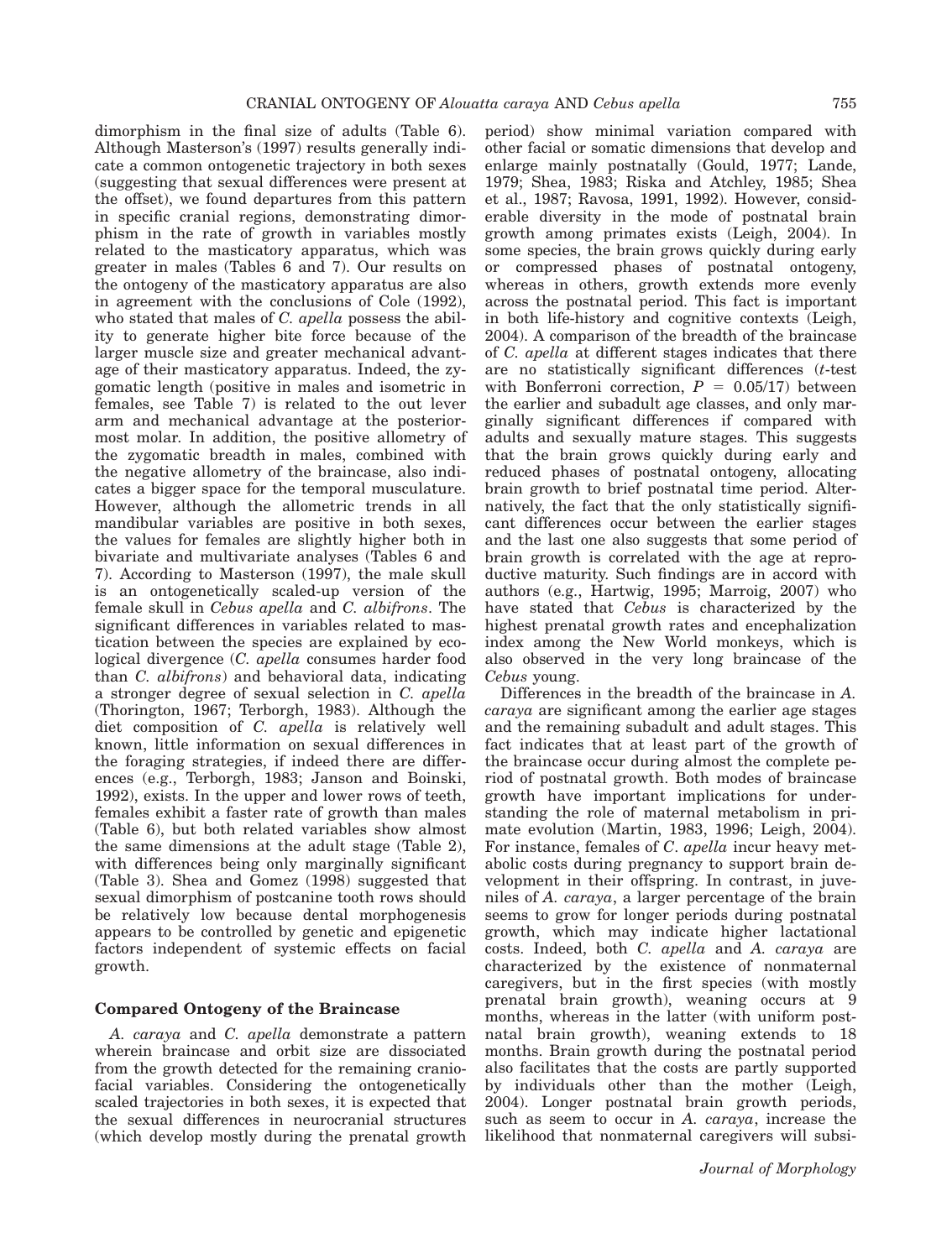dimorphism in the final size of adults (Table 6). Although Masterson's (1997) results generally indicate a common ontogenetic trajectory in both sexes (suggesting that sexual differences were present at the offset), we found departures from this pattern in specific cranial regions, demonstrating dimorphism in the rate of growth in variables mostly related to the masticatory apparatus, which was greater in males (Tables 6 and 7). Our results on the ontogeny of the masticatory apparatus are also in agreement with the conclusions of Cole (1992), who stated that males of *C. apella* possess the ability to generate higher bite force because of the larger muscle size and greater mechanical advantage of their masticatory apparatus. Indeed, the zygomatic length (positive in males and isometric in females, see Table 7) is related to the out lever arm and mechanical advantage at the posteriormost molar. In addition, the positive allometry of the zygomatic breadth in males, combined with the negative allometry of the braincase, also indicates a bigger space for the temporal musculature. However, although the allometric trends in all mandibular variables are positive in both sexes, the values for females are slightly higher both in bivariate and multivariate analyses (Tables 6 and 7). According to Masterson (1997), the male skull is an ontogenetically scaled-up version of the female skull in *Cebus apella* and *C. albifrons*. The significant differences in variables related to mastication between the species are explained by ecological divergence (*C. apella* consumes harder food than *C. albifrons*) and behavioral data, indicating a stronger degree of sexual selection in *C. apella* (Thorington, 1967; Terborgh, 1983). Although the diet composition of *C. apella* is relatively well known, little information on sexual differences in the foraging strategies, if indeed there are differences (e.g., Terborgh, 1983; Janson and Boinski, 1992), exists. In the upper and lower rows of teeth, females exhibit a faster rate of growth than males (Table 6), but both related variables show almost the same dimensions at the adult stage (Table 2), with differences being only marginally significant (Table 3). Shea and Gomez (1998) suggested that sexual dimorphism of postcanine tooth rows should be relatively low because dental morphogenesis appears to be controlled by genetic and epigenetic factors independent of systemic effects on facial growth.

## Compared Ontogeny of the Braincase

*A. caraya* and *C. apella* demonstrate a pattern wherein braincase and orbit size are dissociated from the growth detected for the remaining craniofacial variables. Considering the ontogenetically scaled trajectories in both sexes, it is expected that the sexual differences in neurocranial structures (which develop mostly during the prenatal growth period) show minimal variation compared with other facial or somatic dimensions that develop and enlarge mainly postnatally (Gould, 1977; Lande, 1979; Shea, 1983; Riska and Atchley, 1985; Shea et al., 1987; Ravosa, 1991, 1992). However, considerable diversity in the mode of postnatal brain growth among primates exists (Leigh, 2004). In some species, the brain grows quickly during early or compressed phases of postnatal ontogeny, whereas in others, growth extends more evenly across the postnatal period. This fact is important in both life-history and cognitive contexts (Leigh, 2004). A comparison of the breadth of the braincase of *C. apella* at different stages indicates that there are no statistically significant differences (*t*-test with Bonferroni correction, $P = 0.05/17$) between the earlier and subadult age classes, and only marginally significant differences if compared with adults and sexually mature stages. This suggests that the brain grows quickly during early and reduced phases of postnatal ontogeny, allocating brain growth to brief postnatal time period. Alternatively, the fact that the only statistically significant differences occur between the earlier stages and the last one also suggests that some period of brain growth is correlated with the age at reproductive maturity. Such findings are in accord with authors (e.g., Hartwig, 1995; Marroig, 2007) who have stated that *Cebus* is characterized by the highest prenatal growth rates and encephalization index among the New World monkeys, which is also observed in the very long braincase of the *Cebus* young.

Differences in the breadth of the braincase in *A. caraya* are significant among the earlier age stages and the remaining subadult and adult stages. This fact indicates that at least part of the growth of the braincase occur during almost the complete period of postnatal growth. Both modes of braincase growth have important implications for understanding the role of maternal metabolism in primate evolution (Martin, 1983, 1996; Leigh, 2004). For instance, females of *C. apella* incur heavy metabolic costs during pregnancy to support brain development in their offspring. In contrast, in juveniles of *A. caraya*, a larger percentage of the brain seems to grow for longer periods during postnatal growth, which may indicate higher lactational costs. Indeed, both *C. apella* and *A. caraya* are characterized by the existence of nonmaternal caregivers, but in the first species (with mostly prenatal brain growth), weaning occurs at 9 months, whereas in the latter (with uniform postnatal brain growth), weaning extends to 18 months. Brain growth during the postnatal period also facilitates that the costs are partly supported by individuals other than the mother (Leigh, 2004). Longer postnatal brain growth periods, such as seem to occur in *A. caraya*, increase the likelihood that nonmaternal caregivers will subsi-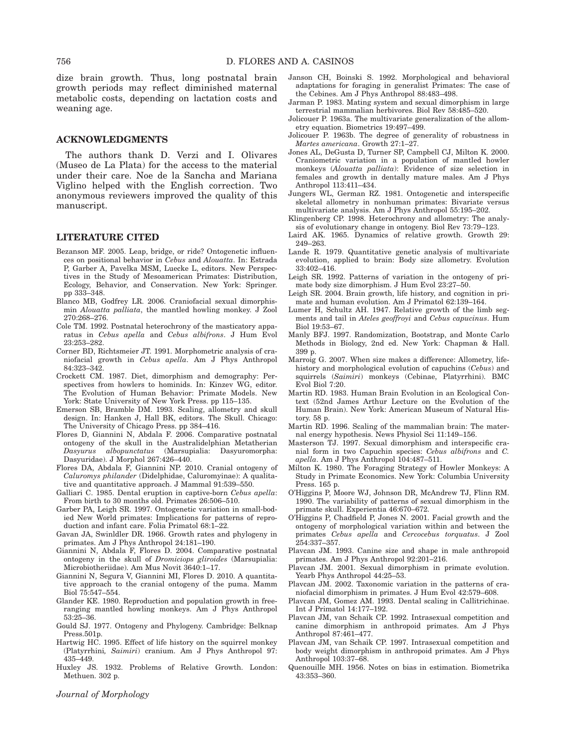dize brain growth. Thus, long postnatal brain growth periods may reflect diminished maternal metabolic costs, depending on lactation costs and weaning age.

## ACKNOWLEDGMENTS

The authors thank D. Verzi and I. Olivares (Museo de La Plata) for the access to the material under their care. Noe de la Sancha and Mariana Viglino helped with the English correction. Two anonymous reviewers improved the quality of this manuscript.

## LITERATURE CITED

Bezanson MF. 2005. Leap, bridge, or ride? Ontogenetic influences on positional behavior in *Cebus* and *Alouatta*. In: Estrada P, Garber A, Pavelka MSM, Luecke L, editors. New Perspectives in the Study of Mesoamerican Primates: Distribution, Ecology, Behavior, and Conservation. New York: Springer. pp 333–348.

Blanco MB, Godfrey LR. 2006. Craniofacial sexual dimorphismin *Alouatta palliata*, the mantled howling monkey. J Zool 270:268–276.

Cole TM. 1992. Postnatal heterochrony of the masticatory apparatus in *Cebus apella* and *Cebus albifrons*. J Hum Evol 23:253–282.

Corner BD, Richtsmeier JT. 1991. Morphometric analysis of craniofacial growth in *Cebus apella*. Am J Phys Anthropol 84:323–342.

Crockett CM. 1987. Diet, dimorphism and demography: Perspectives from howlers to hominids. In: Kinzev WG, editor. The Evolution of Human Behavior: Primate Models. New York: State University of New York Press. pp 115–135.

Emerson SB, Bramble DM. 1993. Scaling, allometry and skull design. In: Hanken J, Hall BK, editors. The Skull. Chicago: The University of Chicago Press. pp 384–416.

Flores D, Giannini N, Abdala F. 2006. Comparative postnatal ontogeny of the skull in the Australidelphian Metatherian *Dasyurus albopunctatus* (Marsupialia: Dasyuromorpha: Dasyuridae). J Morphol 267:426–440.

Flores DA, Abdala F, Giannini NP. 2010. Cranial ontogeny of *Caluromys philander* (Didelphidae, Caluromyinae): A qualitative and quantitative approach. J Mammal 91:539–550.

Galliari C. 1985. Dental eruption in captive-born *Cebus apella*: From birth to 30 months old. Primates 26:506–510.

Garber PA, Leigh SR. 1997. Ontogenetic variation in small-bodied New World primates: Implications for patterns of reproduction and infant care. Folia Primatol 68:1–22.

Gavan JA, Swinldler DR. 1966. Growth rates and phylogeny in primates. Am J Phys Anthropol 24:181–190.

Giannini N, Abdala F, Flores D. 2004. Comparative postnatal ontogeny in the skull of *Dromiciops gliroides* (Marsupialia: Microbiotheriidae). Am Mus Novit 3640:1–17.

Giannini N, Segura V, Giannini MI, Flores D. 2010. A quantitative approach to the cranial ontogeny of the puma. Mamm Biol 75:547–554.

Glander KE. 1980. Reproduction and population growth in free-ranging mantled howling monkeys. Am J Phys Anthropol 53:25–36.

Gould SJ. 1977. Ontogeny and Phylogeny. Cambridge: Belknap Press.501p.

Hartwig HC. 1995. Effect of life history on the squirrel monkey (Platyrrhini, *Saimiri*) cranium. Am J Phys Anthropol 97: 435–449.

Huxley JS. 1932. Problems of Relative Growth. London: Methuen. 302 p.

Janson CH, Boinski S. 1992. Morphological and behavioral adaptations for foraging in generalist Primates: The case of the Cebines. Am J Phys Anthropol 88:483–498.

Jarman P. 1983. Mating system and sexual dimorphism in large terrestrial mammalian herbivores. Biol Rev 58:485–520.

Jolicouer P. 1963a. The multivariate generalization of the allometry equation. Biometrics 19:497–499.

Jolicouer P. 1963b. The degree of generality of robustness in *Martes americana*. Growth 27:1–27.

Jones AL, DeGusta D, Turner SP, Campbell CJ, Milton K. 2000. Craniometric variation in a population of mantled howler monkeys (*Alouatta palliata*): Evidence of size selection in females and growth in dentally mature males. Am J Phys Anthropol 113:411–434.

Jungers WL, German RZ. 1981. Ontogenetic and interspecific skeletal allometry in nonhuman primates: Bivariate versus multivariate analysis. Am J Phys Anthropol 55:195–202.

Klingenberg CP. 1998. Heterochrony and allometry: The analysis of evolutionary change in ontogeny. Biol Rev 73:79–123.

Laird AK. 1965. Dynamics of relative growth. Growth 29: 249–263.

Lande R. 1979. Quantitative genetic analysis of multivariate evolution, applied to brain: Body size allometry. Evolution 33:402–416.

Leigh SR. 1992. Patterns of variation in the ontogeny of primate body size dimorphism. J Hum Evol 23:27–50.

Leigh SR. 2004. Brain growth, life history, and cognition in primate and human evolution. Am J Primatol 62:139–164.

Lumer H, Schultz AH. 1947. Relative growth of the limb segments and tail in *Ateles geoffroyi* and *Cebus capucinus*. Hum Biol 19:53–67.

Manly BFJ. 1997. Randomization, Bootstrap, and Monte Carlo Methods in Biology, 2nd ed. New York: Chapman & Hall. 399 p.

Marroig G. 2007. When size makes a difference: Allometry, life-history and morphological evolution of capuchins (*Cebus*) and squirrels (*Saimiri*) monkeys (Cebinae, Platyrrhini). BMC Evol Biol 7:20.

Martin RD. 1983. Human Brain Evolution in an Ecological Context (52nd James Arthur Lecture on the Evolution of the Human Brain). New York: American Museum of Natural History. 58 p.

Martin RD. 1996. Scaling of the mammalian brain: The maternal energy hypothesis. News Physiol Sci 11:149–156.

Masterson TJ. 1997. Sexual dimorphism and interspecific cranial form in two Capuchin species: *Cebus albifrons* and *C. apella*. Am J Phys Anthropol 104:487–511.

Milton K. 1980. The Foraging Strategy of Howler Monkeys: A Study in Primate Economics. New York: Columbia University Press. 165 p.

O'Higgins P, Moore WJ, Johnson DR, McAndrew TJ, Flinn RM. 1990. The variability of patterns of sexual dimorphism in the primate skull. Experientia 46:670–672.

O'Higgins P, Chadfield P, Jones N. 2001. Facial growth and the ontogeny of morphological variation within and between the primates *Cebus apella* and *Cercocebus torquatus*. J Zool 254:337–357.

Plavcan JM. 1993. Canine size and shape in male anthropoid primates. Am J Phys Anthropol 92:201–216.

Plavcan JM. 2001. Sexual dimorphism in primate evolution. Yearb Phys Anthropol 44:25–53.

Plavcan JM. 2002. Taxonomic variation in the patterns of craniofacial dimorphism in primates. J Hum Evol 42:579–608.

Plavcan JM, Gomez AM. 1993. Dental scaling in Callitrichinae. Int J Primatol 14:177–192.

Plavcan JM, van Schaik CP. 1992. Intrasexual competition and canine dimorphism in anthropoid primates. Am J Phys Anthropol 87:461–477.

Plavcan JM, van Schaik CP. 1997. Intrasexual competition and body weight dimorphism in anthropoid primates. Am J Phys Anthropol 103:37–68.

Quenouille MH. 1956. Notes on bias in estimation. Biometrika 43:353–360.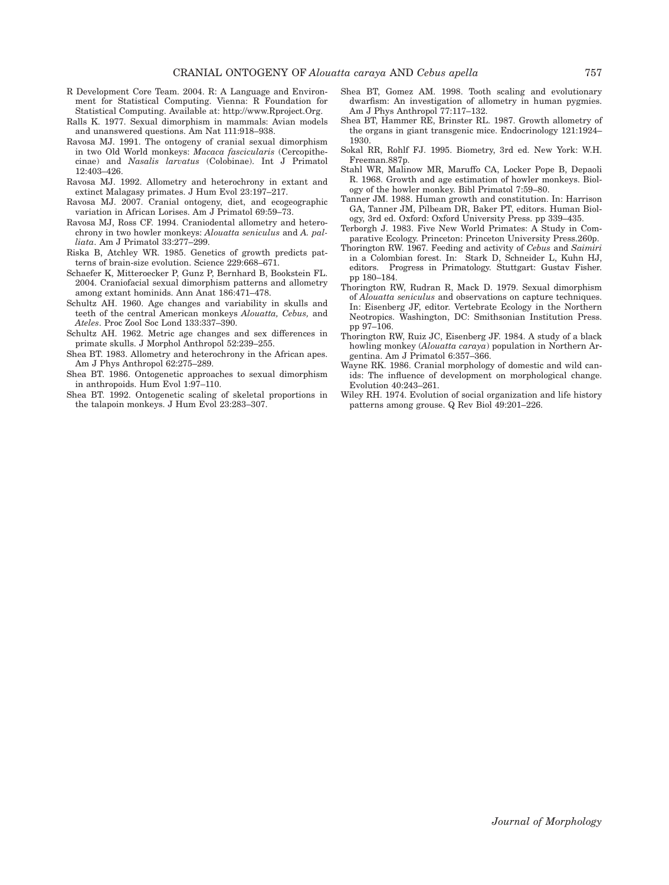R Development Core Team. 2004. R: A Language and Environment for Statistical Computing. Vienna: R Foundation for Statistical Computing. Available at: http://www.Rproject.Org.

Ralls K. 1977. Sexual dimorphism in mammals: Avian models and unanswered questions. Am Nat 111:918–938.

Ravosa MJ. 1991. The ontogeny of cranial sexual dimorphism in two Old World monkeys: *Macaca fascicularis* (Cercopithecinae) and *Nasalis larvatus* (Colobinae). Int J Primatol 12:403–426.

Ravosa MJ. 1992. Allometry and heterochrony in extant and extinct Malagasy primates. J Hum Evol 23:197–217.

Ravosa MJ. 2007. Cranial ontogeny, diet, and ecogeographic variation in African Lorises. Am J Primatol 69:59–73.

Ravosa MJ, Ross CF. 1994. Craniodental allometry and heterochrony in two howler monkeys: *Alouatta seniculus* and *A. palliata*. Am J Primatol 33:277–299.

Riska B, Atchley WR. 1985. Genetics of growth predicts patterns of brain-size evolution. Science 229:668–671.

Schaefer K, Mitteroecker P, Gunz P, Bernhard B, Bookstein FL. 2004. Craniofacial sexual dimorphism patterns and allometry among extant hominids. Ann Anat 186:471–478.

Schultz AH. 1960. Age changes and variability in skulls and teeth of the central American monkeys *Alouatta, Cebus,* and *Ateles*. Proc Zool Soc Lond 133:337–390.

Schultz AH. 1962. Metric age changes and sex differences in primate skulls. J Morphol Anthropol 52:239–255.

Shea BT. 1983. Allometry and heterochrony in the African apes. Am J Phys Anthropol 62:275–289.

Shea BT. 1986. Ontogenetic approaches to sexual dimorphism in anthropoids. Hum Evol 1:97–110.

Shea BT. 1992. Ontogenetic scaling of skeletal proportions in the talapoin monkeys. J Hum Evol 23:283–307.

Shea BT, Gomez AM. 1998. Tooth scaling and evolutionary dwarfism: An investigation of allometry in human pygmies. Am J Phys Anthropol 77:117–132.

Shea BT, Hammer RE, Brinster RL. 1987. Growth allometry of the organs in giant transgenic mice. Endocrinology 121:1924–1930.

Sokal RR, Rohlf FJ. 1995. Biometry, 3rd ed. New York: W.H. Freeman.887p.

Stahl WR, Malinow MR, Maruffo CA, Locker Pope B, Depaoli R. 1968. Growth and age estimation of howler monkeys. Biology of the howler monkey. Bibl Primatol 7:59–80.

Tanner JM. 1988. Human growth and constitution. In: Harrison GA, Tanner JM, Pilbeam DR, Baker PT, editors. Human Biology, 3rd ed. Oxford: Oxford University Press. pp 339–435.

Terborgh J. 1983. Five New World Primates: A Study in Comparative Ecology. Princeton: Princeton University Press.260p.

Thorington RW. 1967. Feeding and activity of *Cebus* and *Saimiri* in a Colombian forest. In: Stark D, Schneider L, Kuhn HJ, editors. Progress in Primatology. Stuttgart: Gustav Fisher. pp 180–184.

Thorington RW, Rudran R, Mack D. 1979. Sexual dimorphism of *Alouatta seniculus* and observations on capture techniques. In: Eisenberg JF, editor. Vertebrate Ecology in the Northern Neotropics. Washington, DC: Smithsonian Institution Press. pp 97–106.

Thorington RW, Ruiz JC, Eisenberg JF. 1984. A study of a black howling monkey (*Alouatta caraya*) population in Northern Argentina. Am J Primatol 6:357–366.

Wayne RK. 1986. Cranial morphology of domestic and wild canids: The influence of development on morphological change. Evolution 40:243–261.

Wiley RH. 1974. Evolution of social organization and life history patterns among grouse. Q Rev Biol 49:201–226.